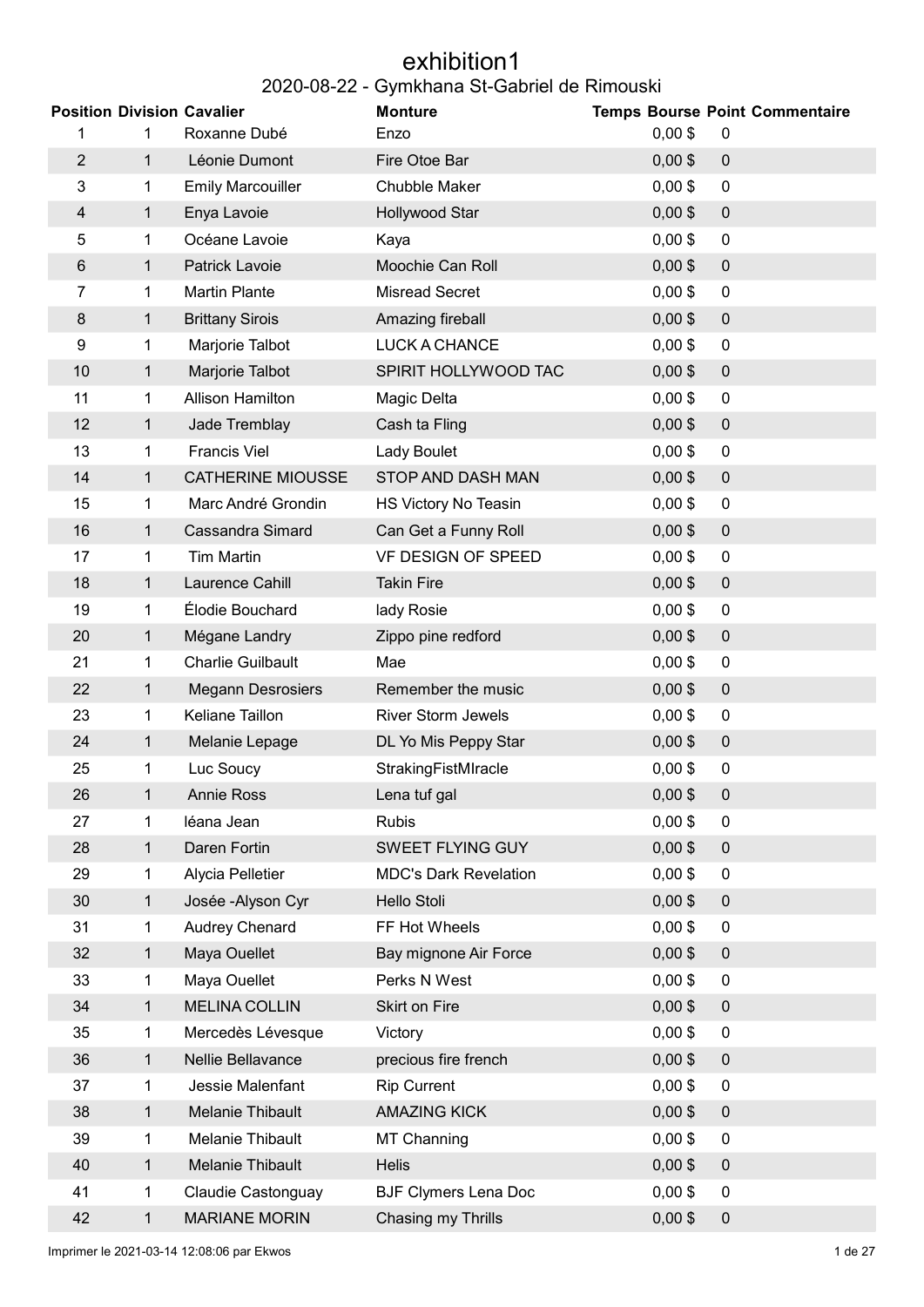# exhibition1

## 2020-08-22 - Gymkhana St-Gabriel de Rimouski

| Position | Division | Cavalier | Monture | Temps | Bourse | Point | Commentaire |
|---|---|---|---|---|---|---|---|
| 1 | 1 | Roxanne Dubé | Enzo | | 0,00 $ | 0 | |
| 2 | 1 | Léonie Dumont | Fire Otoe Bar | | 0,00 $ | 0 | |
| 3 | 1 | Emily Marcouiller | Chubble Maker | | 0,00 $ | 0 | |
| 4 | 1 | Enya Lavoie | Hollywood Star | | 0,00 $ | 0 | |
| 5 | 1 | Océane Lavoie | Kaya | | 0,00 $ | 0 | |
| 6 | 1 | Patrick Lavoie | Moochie Can Roll | | 0,00 $ | 0 | |
| 7 | 1 | Martin Plante | Misread Secret | | 0,00 $ | 0 | |
| 8 | 1 | Brittany Sirois | Amazing fireball | | 0,00 $ | 0 | |
| 9 | 1 | Marjorie Talbot | LUCK A CHANCE | | 0,00 $ | 0 | |
| 10 | 1 | Marjorie Talbot | SPIRIT HOLLYWOOD TAC | | 0,00 $ | 0 | |
| 11 | 1 | Allison Hamilton | Magic Delta | | 0,00 $ | 0 | |
| 12 | 1 | Jade Tremblay | Cash ta Fling | | 0,00 $ | 0 | |
| 13 | 1 | Francis Viel | Lady Boulet | | 0,00 $ | 0 | |
| 14 | 1 | CATHERINE MIOUSSE | STOP AND DASH MAN | | 0,00 $ | 0 | |
| 15 | 1 | Marc André Grondin | HS Victory No Teasin | | 0,00 $ | 0 | |
| 16 | 1 | Cassandra Simard | Can Get a Funny Roll | | 0,00 $ | 0 | |
| 17 | 1 | Tim Martin | VF DESIGN OF SPEED | | 0,00 $ | 0 | |
| 18 | 1 | Laurence Cahill | Takin Fire | | 0,00 $ | 0 | |
| 19 | 1 | Élodie Bouchard | lady Rosie | | 0,00 $ | 0 | |
| 20 | 1 | Mégane Landry | Zippo pine redford | | 0,00 $ | 0 | |
| 21 | 1 | Charlie Guilbault | Mae | | 0,00 $ | 0 | |
| 22 | 1 | Megann Desrosiers | Remember the music | | 0,00 $ | 0 | |
| 23 | 1 | Keliane Taillon | River Storm Jewels | | 0,00 $ | 0 | |
| 24 | 1 | Melanie Lepage | DL Yo Mis Peppy Star | | 0,00 $ | 0 | |
| 25 | 1 | Luc Soucy | StrakingFistMIracle | | 0,00 $ | 0 | |
| 26 | 1 | Annie Ross | Lena tuf gal | | 0,00 $ | 0 | |
| 27 | 1 | léana Jean | Rubis | | 0,00 $ | 0 | |
| 28 | 1 | Daren Fortin | SWEET FLYING GUY | | 0,00 $ | 0 | |
| 29 | 1 | Alycia Pelletier | MDC's Dark Revelation | | 0,00 $ | 0 | |
| 30 | 1 | Josée -Alyson Cyr | Hello Stoli | | 0,00 $ | 0 | |
| 31 | 1 | Audrey Chenard | FF Hot Wheels | | 0,00 $ | 0 | |
| 32 | 1 | Maya Ouellet | Bay mignone Air Force | | 0,00 $ | 0 | |
| 33 | 1 | Maya Ouellet | Perks N West | | 0,00 $ | 0 | |
| 34 | 1 | MELINA COLLIN | Skirt on Fire | | 0,00 $ | 0 | |
| 35 | 1 | Mercedès Lévesque | Victory | | 0,00 $ | 0 | |
| 36 | 1 | Nellie Bellavance | precious fire french | | 0,00 $ | 0 | |
| 37 | 1 | Jessie Malenfant | Rip Current | | 0,00 $ | 0 | |
| 38 | 1 | Melanie Thibault | AMAZING KICK | | 0,00 $ | 0 | |
| 39 | 1 | Melanie Thibault | MT Channing | | 0,00 $ | 0 | |
| 40 | 1 | Melanie Thibault | Helis | | 0,00 $ | 0 | |
| 41 | 1 | Claudie Castonguay | BJF Clymers Lena Doc | | 0,00 $ | 0 | |
| 42 | 1 | MARIANE MORIN | Chasing my Thrills | | 0,00 $ | 0 | |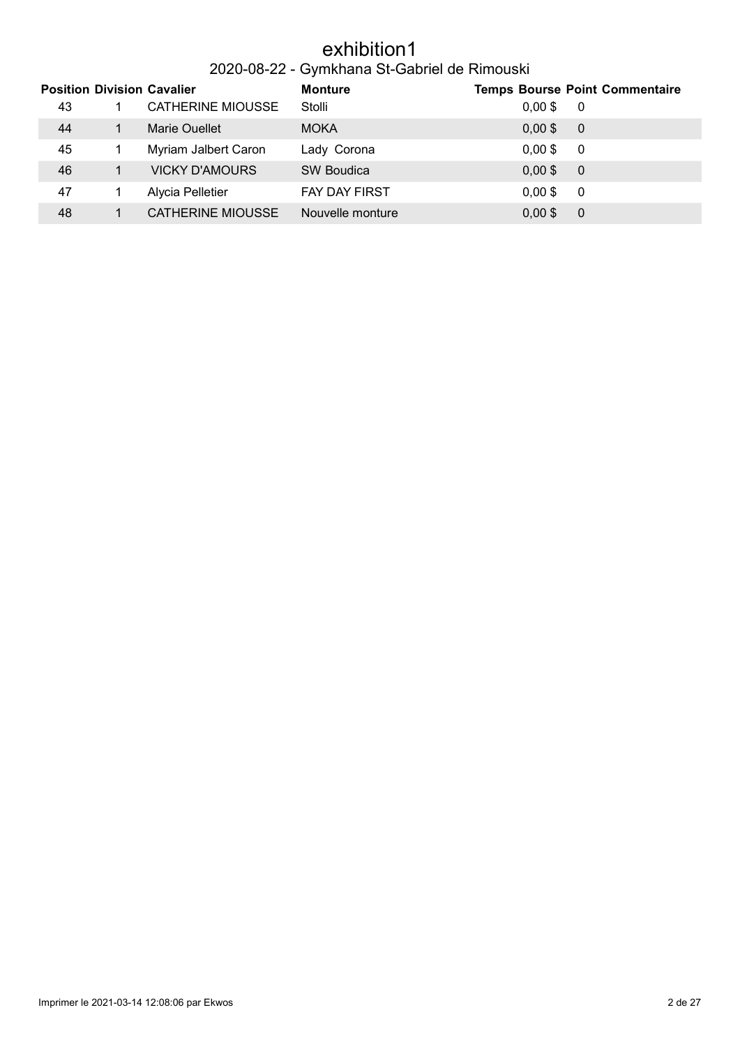# exhibition1

## 2020-08-22 - Gymkhana St-Gabriel de Rimouski

| Position | Division | Cavalier | Monture | Temps | Bourse | Point | Commentaire |
|---|---|---|---|---|---|---|---|
| 43 | 1 | CATHERINE MIOUSSE | Stolli | | 0,00 $ | 0 | |
| 44 | 1 | Marie Ouellet | MOKA | | 0,00 $ | 0 | |
| 45 | 1 | Myriam Jalbert Caron | Lady Corona | | 0,00 $ | 0 | |
| 46 | 1 | VICKY D'AMOURS | SW Boudica | | 0,00 $ | 0 | |
| 47 | 1 | Alycia Pelletier | FAY DAY FIRST | | 0,00 $ | 0 | |
| 48 | 1 | CATHERINE MIOUSSE | Nouvelle monture | | 0,00 $ | 0 | |

Imprimer le 2021-03-14 12:08:06 par Ekwos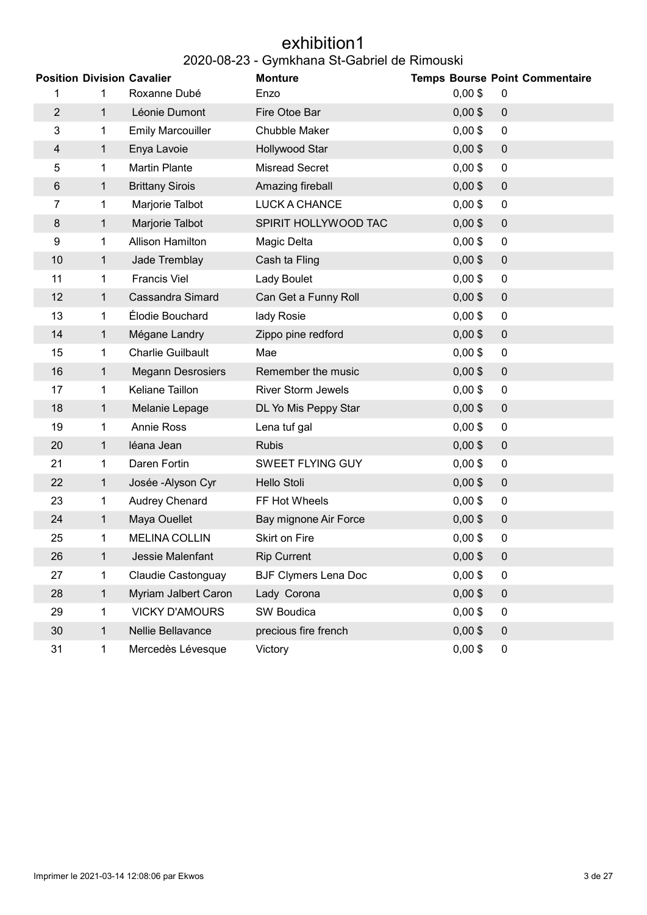# exhibition1

## 2020-08-23 - Gymkhana St-Gabriel de Rimouski

| Position | Division | Cavalier | Monture | Temps | Bourse | Point | Commentaire |
|---|---|---|---|---|---|---|---|
| 1 | 1 | Roxanne Dubé | Enzo | | 0,00 $ | 0 | |
| 2 | 1 | Léonie Dumont | Fire Otoe Bar | | 0,00 $ | 0 | |
| 3 | 1 | Emily Marcouiller | Chubble Maker | | 0,00 $ | 0 | |
| 4 | 1 | Enya Lavoie | Hollywood Star | | 0,00 $ | 0 | |
| 5 | 1 | Martin Plante | Misread Secret | | 0,00 $ | 0 | |
| 6 | 1 | Brittany Sirois | Amazing fireball | | 0,00 $ | 0 | |
| 7 | 1 | Marjorie Talbot | LUCK A CHANCE | | 0,00 $ | 0 | |
| 8 | 1 | Marjorie Talbot | SPIRIT HOLLYWOOD TAC | | 0,00 $ | 0 | |
| 9 | 1 | Allison Hamilton | Magic Delta | | 0,00 $ | 0 | |
| 10 | 1 | Jade Tremblay | Cash ta Fling | | 0,00 $ | 0 | |
| 11 | 1 | Francis Viel | Lady Boulet | | 0,00 $ | 0 | |
| 12 | 1 | Cassandra Simard | Can Get a Funny Roll | | 0,00 $ | 0 | |
| 13 | 1 | Élodie Bouchard | lady Rosie | | 0,00 $ | 0 | |
| 14 | 1 | Mégane Landry | Zippo pine redford | | 0,00 $ | 0 | |
| 15 | 1 | Charlie Guilbault | Mae | | 0,00 $ | 0 | |
| 16 | 1 | Megann Desrosiers | Remember the music | | 0,00 $ | 0 | |
| 17 | 1 | Keliane Taillon | River Storm Jewels | | 0,00 $ | 0 | |
| 18 | 1 | Melanie Lepage | DL Yo Mis Peppy Star | | 0,00 $ | 0 | |
| 19 | 1 | Annie Ross | Lena tuf gal | | 0,00 $ | 0 | |
| 20 | 1 | léana Jean | Rubis | | 0,00 $ | 0 | |
| 21 | 1 | Daren Fortin | SWEET FLYING GUY | | 0,00 $ | 0 | |
| 22 | 1 | Josée -Alyson Cyr | Hello Stoli | | 0,00 $ | 0 | |
| 23 | 1 | Audrey Chenard | FF Hot Wheels | | 0,00 $ | 0 | |
| 24 | 1 | Maya Ouellet | Bay mignone Air Force | | 0,00 $ | 0 | |
| 25 | 1 | MELINA COLLIN | Skirt on Fire | | 0,00 $ | 0 | |
| 26 | 1 | Jessie Malenfant | Rip Current | | 0,00 $ | 0 | |
| 27 | 1 | Claudie Castonguay | BJF Clymers Lena Doc | | 0,00 $ | 0 | |
| 28 | 1 | Myriam Jalbert Caron | Lady Corona | | 0,00 $ | 0 | |
| 29 | 1 | VICKY D'AMOURS | SW Boudica | | 0,00 $ | 0 | |
| 30 | 1 | Nellie Bellavance | precious fire french | | 0,00 $ | 0 | |
| 31 | 1 | Mercedès Lévesque | Victory | | 0,00 $ | 0 | |

Imprimer le 2021-03-14 12:08:06 par Ekwos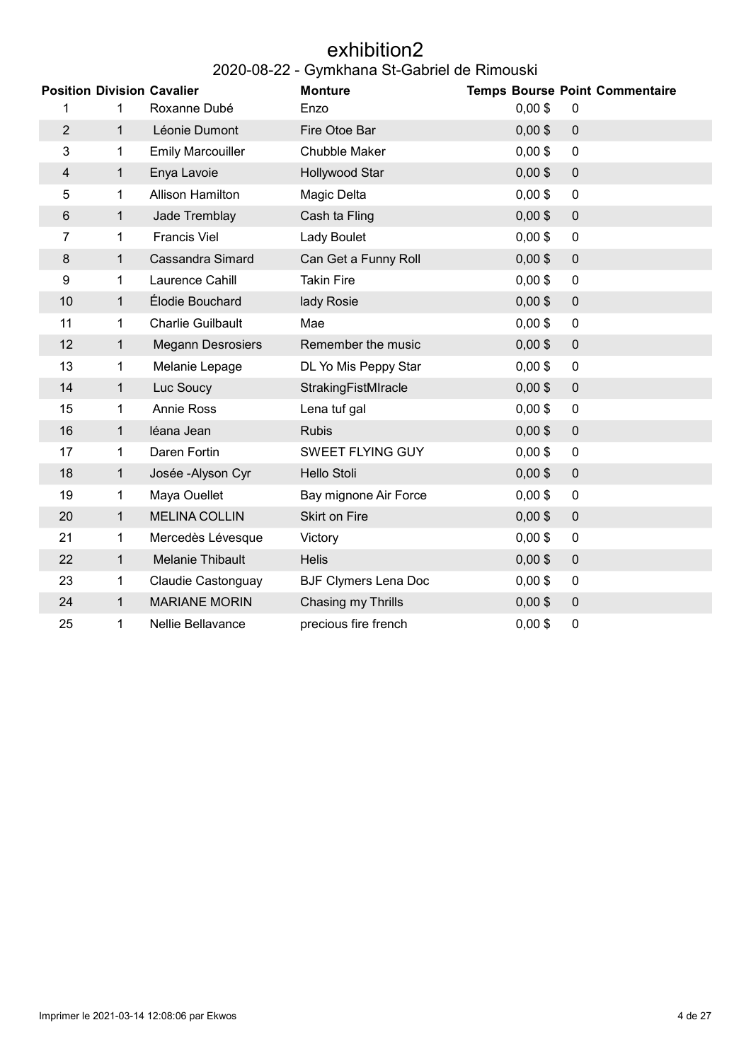# exhibition2

## 2020-08-22 - Gymkhana St-Gabriel de Rimouski

| Position | Division | Cavalier | Monture | Temps | Bourse | Point | Commentaire |
|---|---|---|---|---|---|---|---|
| 1 | 1 | Roxanne Dubé | Enzo | | 0,00 $ | 0 | |
| 2 | 1 | Léonie Dumont | Fire Otoe Bar | | 0,00 $ | 0 | |
| 3 | 1 | Emily Marcouiller | Chubble Maker | | 0,00 $ | 0 | |
| 4 | 1 | Enya Lavoie | Hollywood Star | | 0,00 $ | 0 | |
| 5 | 1 | Allison Hamilton | Magic Delta | | 0,00 $ | 0 | |
| 6 | 1 | Jade Tremblay | Cash ta Fling | | 0,00 $ | 0 | |
| 7 | 1 | Francis Viel | Lady Boulet | | 0,00 $ | 0 | |
| 8 | 1 | Cassandra Simard | Can Get a Funny Roll | | 0,00 $ | 0 | |
| 9 | 1 | Laurence Cahill | Takin Fire | | 0,00 $ | 0 | |
| 10 | 1 | Élodie Bouchard | lady Rosie | | 0,00 $ | 0 | |
| 11 | 1 | Charlie Guilbault | Mae | | 0,00 $ | 0 | |
| 12 | 1 | Megann Desrosiers | Remember the music | | 0,00 $ | 0 | |
| 13 | 1 | Melanie Lepage | DL Yo Mis Peppy Star | | 0,00 $ | 0 | |
| 14 | 1 | Luc Soucy | StrakingFistMIracle | | 0,00 $ | 0 | |
| 15 | 1 | Annie Ross | Lena tuf gal | | 0,00 $ | 0 | |
| 16 | 1 | léana Jean | Rubis | | 0,00 $ | 0 | |
| 17 | 1 | Daren Fortin | SWEET FLYING GUY | | 0,00 $ | 0 | |
| 18 | 1 | Josée -Alyson Cyr | Hello Stoli | | 0,00 $ | 0 | |
| 19 | 1 | Maya Ouellet | Bay mignone Air Force | | 0,00 $ | 0 | |
| 20 | 1 | MELINA COLLIN | Skirt on Fire | | 0,00 $ | 0 | |
| 21 | 1 | Mercedès Lévesque | Victory | | 0,00 $ | 0 | |
| 22 | 1 | Melanie Thibault | Helis | | 0,00 $ | 0 | |
| 23 | 1 | Claudie Castonguay | BJF Clymers Lena Doc | | 0,00 $ | 0 | |
| 24 | 1 | MARIANE MORIN | Chasing my Thrills | | 0,00 $ | 0 | |
| 25 | 1 | Nellie Bellavance | precious fire french | | 0,00 $ | 0 | |

Imprimer le 2021-03-14 12:08:06 par Ekwos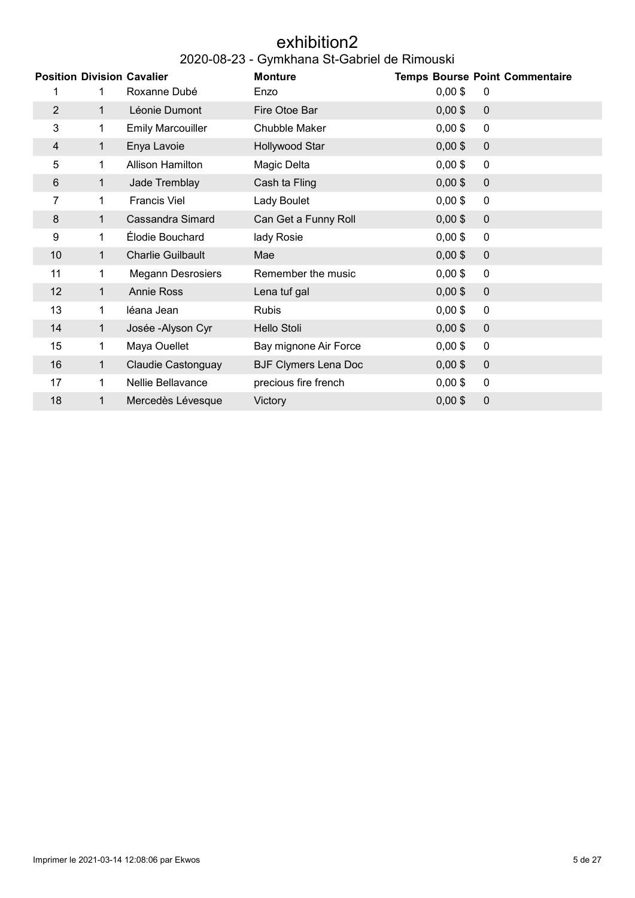# exhibition2

## 2020-08-23 - Gymkhana St-Gabriel de Rimouski

| Position | Division | Cavalier | Monture | Temps | Bourse | Point | Commentaire |
|---|---|---|---|---|---|---|---|
| 1 | 1 | Roxanne Dubé | Enzo | | 0,00 $ | 0 | |
| 2 | 1 | Léonie Dumont | Fire Otoe Bar | | 0,00 $ | 0 | |
| 3 | 1 | Emily Marcouiller | Chubble Maker | | 0,00 $ | 0 | |
| 4 | 1 | Enya Lavoie | Hollywood Star | | 0,00 $ | 0 | |
| 5 | 1 | Allison Hamilton | Magic Delta | | 0,00 $ | 0 | |
| 6 | 1 | Jade Tremblay | Cash ta Fling | | 0,00 $ | 0 | |
| 7 | 1 | Francis Viel | Lady Boulet | | 0,00 $ | 0 | |
| 8 | 1 | Cassandra Simard | Can Get a Funny Roll | | 0,00 $ | 0 | |
| 9 | 1 | Élodie Bouchard | lady Rosie | | 0,00 $ | 0 | |
| 10 | 1 | Charlie Guilbault | Mae | | 0,00 $ | 0 | |
| 11 | 1 | Megann Desrosiers | Remember the music | | 0,00 $ | 0 | |
| 12 | 1 | Annie Ross | Lena tuf gal | | 0,00 $ | 0 | |
| 13 | 1 | léana Jean | Rubis | | 0,00 $ | 0 | |
| 14 | 1 | Josée -Alyson Cyr | Hello Stoli | | 0,00 $ | 0 | |
| 15 | 1 | Maya Ouellet | Bay mignone Air Force | | 0,00 $ | 0 | |
| 16 | 1 | Claudie Castonguay | BJF Clymers Lena Doc | | 0,00 $ | 0 | |
| 17 | 1 | Nellie Bellavance | precious fire french | | 0,00 $ | 0 | |
| 18 | 1 | Mercedès Lévesque | Victory | | 0,00 $ | 0 | |

Imprimer le 2021-03-14 12:08:06 par Ekwos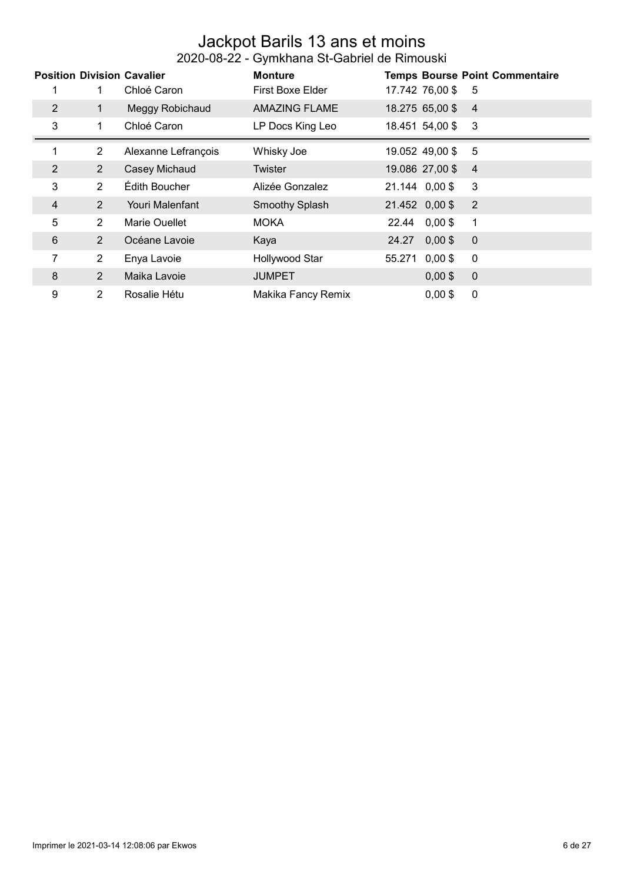# Jackpot Barils 13 ans et moins

## 2020-08-22 - Gymkhana St-Gabriel de Rimouski

| Position | Division | Cavalier | Monture | Temps | Bourse | Point | Commentaire |
|---|---|---|---|---|---|---|---|
| 1 | 1 | Chloé Caron | First Boxe Elder | 17.742 | 76,00 $ | 5 | |
| 2 | 1 | Meggy Robichaud | AMAZING FLAME | 18.275 | 65,00 $ | 4 | |
| 3 | 1 | Chloé Caron | LP Docs King Leo | 18.451 | 54,00 $ | 3 | |
| 1 | 2 | Alexanne Lefrançois | Whisky Joe | 19.052 | 49,00 $ | 5 | |
| 2 | 2 | Casey Michaud | Twister | 19.086 | 27,00 $ | 4 | |
| 3 | 2 | Édith Boucher | Alizée Gonzalez | 21.144 | 0,00 $ | 3 | |
| 4 | 2 | Youri Malenfant | Smoothy Splash | 21.452 | 0,00 $ | 2 | |
| 5 | 2 | Marie Ouellet | MOKA | 22.44 | 0,00 $ | 1 | |
| 6 | 2 | Océane Lavoie | Kaya | 24.27 | 0,00 $ | 0 | |
| 7 | 2 | Enya Lavoie | Hollywood Star | 55.271 | 0,00 $ | 0 | |
| 8 | 2 | Maika Lavoie | JUMPET | | 0,00 $ | 0 | |
| 9 | 2 | Rosalie Hétu | Makika Fancy Remix | | 0,00 $ | 0 | |

Imprimer le 2021-03-14 12:08:06 par Ekwos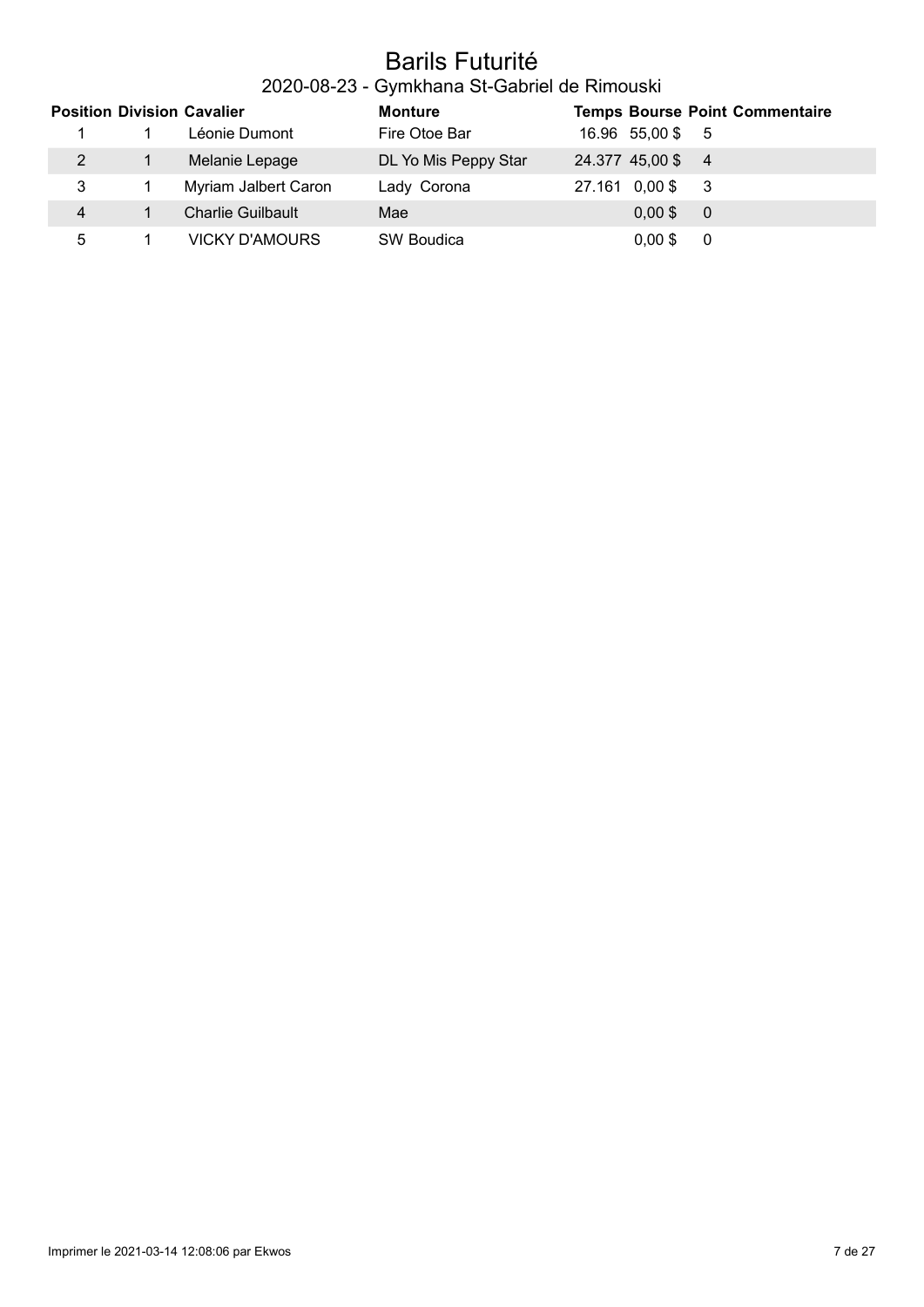# Barils Futurité

## 2020-08-23 - Gymkhana St-Gabriel de Rimouski

| Position | Division | Cavalier | Monture | Temps | Bourse | Point | Commentaire |
|---|---|---|---|---|---|---|---|
| 1 | 1 | Léonie Dumont | Fire Otoe Bar | 16.96 | 55,00 $ | 5 | |
| 2 | 1 | Melanie Lepage | DL Yo Mis Peppy Star | 24.377 | 45,00 $ | 4 | |
| 3 | 1 | Myriam Jalbert Caron | Lady Corona | 27.161 | 0,00 $ | 3 | |
| 4 | 1 | Charlie Guilbault | Mae | | 0,00 $ | 0 | |
| 5 | 1 | VICKY D'AMOURS | SW Boudica | | 0,00 $ | 0 | |

Imprimer le 2021-03-14 12:08:06 par Ekwos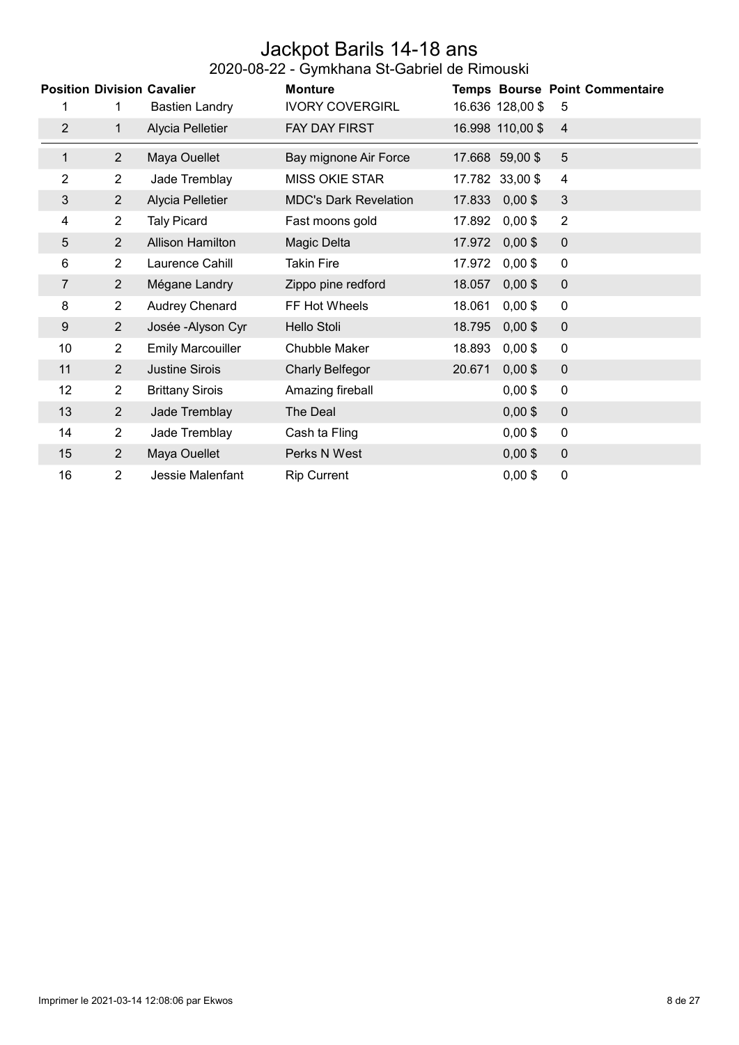# Jackpot Barils 14-18 ans

## 2020-08-22 - Gymkhana St-Gabriel de Rimouski

| Position | Division | Cavalier | Monture | Temps | Bourse | Point | Commentaire |
|---|---|---|---|---|---|---|---|
| 1 | 1 | Bastien Landry | IVORY COVERGIRL | 16.636 | 128,00 $ | 5 | |
| 2 | 1 | Alycia Pelletier | FAY DAY FIRST | 16.998 | 110,00 $ | 4 | |
| 1 | 2 | Maya Ouellet | Bay mignone Air Force | 17.668 | 59,00 $ | 5 | |
| 2 | 2 | Jade Tremblay | MISS OKIE STAR | 17.782 | 33,00 $ | 4 | |
| 3 | 2 | Alycia Pelletier | MDC's Dark Revelation | 17.833 | 0,00 $ | 3 | |
| 4 | 2 | Taly Picard | Fast moons gold | 17.892 | 0,00 $ | 2 | |
| 5 | 2 | Allison Hamilton | Magic Delta | 17.972 | 0,00 $ | 0 | |
| 6 | 2 | Laurence Cahill | Takin Fire | 17.972 | 0,00 $ | 0 | |
| 7 | 2 | Mégane Landry | Zippo pine redford | 18.057 | 0,00 $ | 0 | |
| 8 | 2 | Audrey Chenard | FF Hot Wheels | 18.061 | 0,00 $ | 0 | |
| 9 | 2 | Josée -Alyson Cyr | Hello Stoli | 18.795 | 0,00 $ | 0 | |
| 10 | 2 | Emily Marcouiller | Chubble Maker | 18.893 | 0,00 $ | 0 | |
| 11 | 2 | Justine Sirois | Charly Belfegor | 20.671 | 0,00 $ | 0 | |
| 12 | 2 | Brittany Sirois | Amazing fireball | | 0,00 $ | 0 | |
| 13 | 2 | Jade Tremblay | The Deal | | 0,00 $ | 0 | |
| 14 | 2 | Jade Tremblay | Cash ta Fling | | 0,00 $ | 0 | |
| 15 | 2 | Maya Ouellet | Perks N West | | 0,00 $ | 0 | |
| 16 | 2 | Jessie Malenfant | Rip Current | | 0,00 $ | 0 | |

Imprimer le 2021-03-14 12:08:06 par Ekwos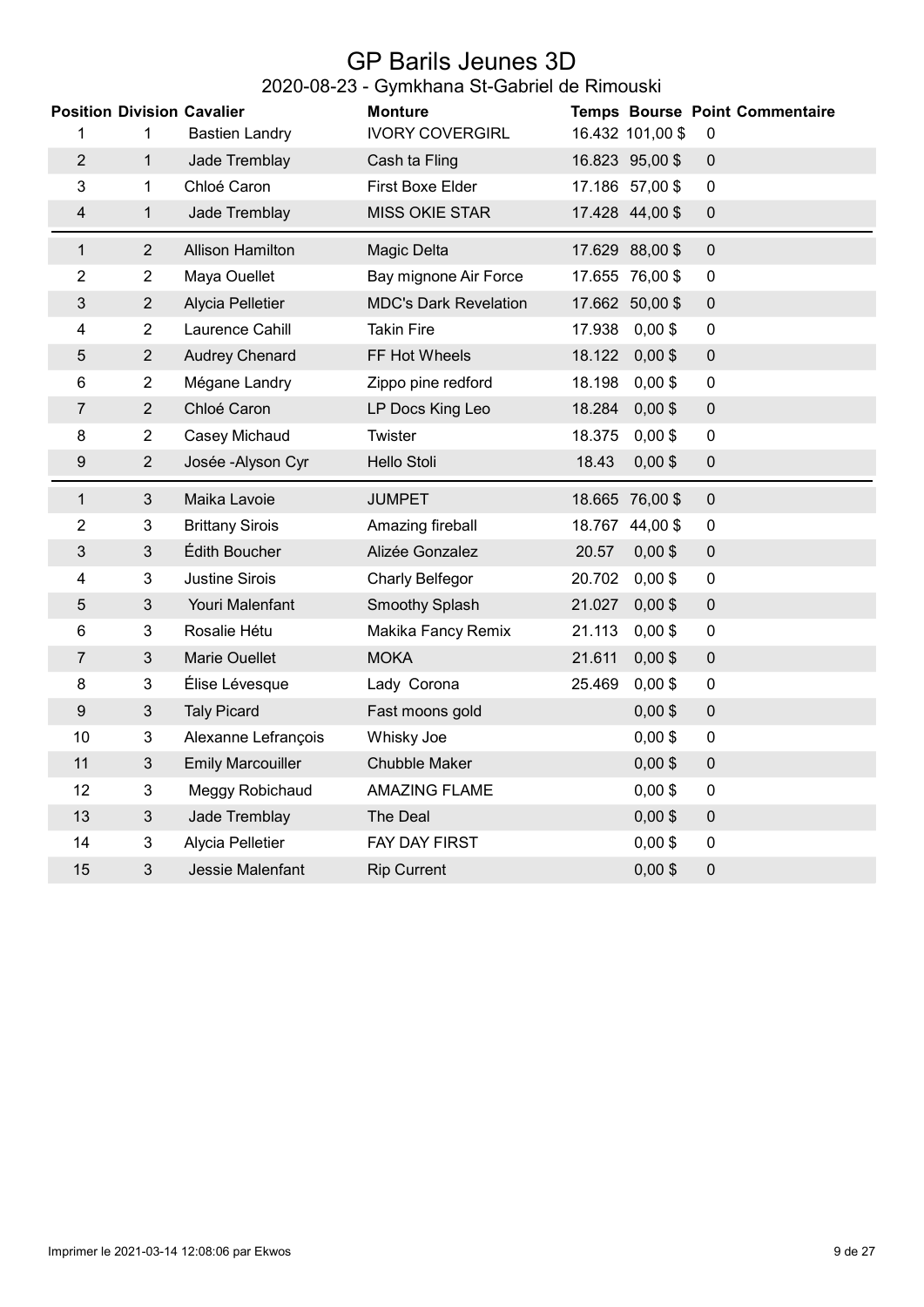# GP Barils Jeunes 3D

## 2020-08-23 - Gymkhana St-Gabriel de Rimouski

| Position | Division | Cavalier | Monture | Temps | Bourse | Point | Commentaire |
|---|---|---|---|---|---|---|---|
| 1 | 1 | Bastien Landry | IVORY COVERGIRL | 16.432 | 101,00 $ | 0 | |
| 2 | 1 | Jade Tremblay | Cash ta Fling | 16.823 | 95,00 $ | 0 | |
| 3 | 1 | Chloé Caron | First Boxe Elder | 17.186 | 57,00 $ | 0 | |
| 4 | 1 | Jade Tremblay | MISS OKIE STAR | 17.428 | 44,00 $ | 0 | |
| 1 | 2 | Allison Hamilton | Magic Delta | 17.629 | 88,00 $ | 0 | |
| 2 | 2 | Maya Ouellet | Bay mignone Air Force | 17.655 | 76,00 $ | 0 | |
| 3 | 2 | Alycia Pelletier | MDC's Dark Revelation | 17.662 | 50,00 $ | 0 | |
| 4 | 2 | Laurence Cahill | Takin Fire | 17.938 | 0,00 $ | 0 | |
| 5 | 2 | Audrey Chenard | FF Hot Wheels | 18.122 | 0,00 $ | 0 | |
| 6 | 2 | Mégane Landry | Zippo pine redford | 18.198 | 0,00 $ | 0 | |
| 7 | 2 | Chloé Caron | LP Docs King Leo | 18.284 | 0,00 $ | 0 | |
| 8 | 2 | Casey Michaud | Twister | 18.375 | 0,00 $ | 0 | |
| 9 | 2 | Josée -Alyson Cyr | Hello Stoli | 18.43 | 0,00 $ | 0 | |
| 1 | 3 | Maika Lavoie | JUMPET | 18.665 | 76,00 $ | 0 | |
| 2 | 3 | Brittany Sirois | Amazing fireball | 18.767 | 44,00 $ | 0 | |
| 3 | 3 | Édith Boucher | Alizée Gonzalez | 20.57 | 0,00 $ | 0 | |
| 4 | 3 | Justine Sirois | Charly Belfegor | 20.702 | 0,00 $ | 0 | |
| 5 | 3 | Youri Malenfant | Smoothy Splash | 21.027 | 0,00 $ | 0 | |
| 6 | 3 | Rosalie Hétu | Makika Fancy Remix | 21.113 | 0,00 $ | 0 | |
| 7 | 3 | Marie Ouellet | MOKA | 21.611 | 0,00 $ | 0 | |
| 8 | 3 | Élise Lévesque | Lady Corona | 25.469 | 0,00 $ | 0 | |
| 9 | 3 | Taly Picard | Fast moons gold | | 0,00 $ | 0 | |
| 10 | 3 | Alexanne Lefrançois | Whisky Joe | | 0,00 $ | 0 | |
| 11 | 3 | Emily Marcouiller | Chubble Maker | | 0,00 $ | 0 | |
| 12 | 3 | Meggy Robichaud | AMAZING FLAME | | 0,00 $ | 0 | |
| 13 | 3 | Jade Tremblay | The Deal | | 0,00 $ | 0 | |
| 14 | 3 | Alycia Pelletier | FAY DAY FIRST | | 0,00 $ | 0 | |
| 15 | 3 | Jessie Malenfant | Rip Current | | 0,00 $ | 0 | |

Imprimer le 2021-03-14 12:08:06 par Ekwos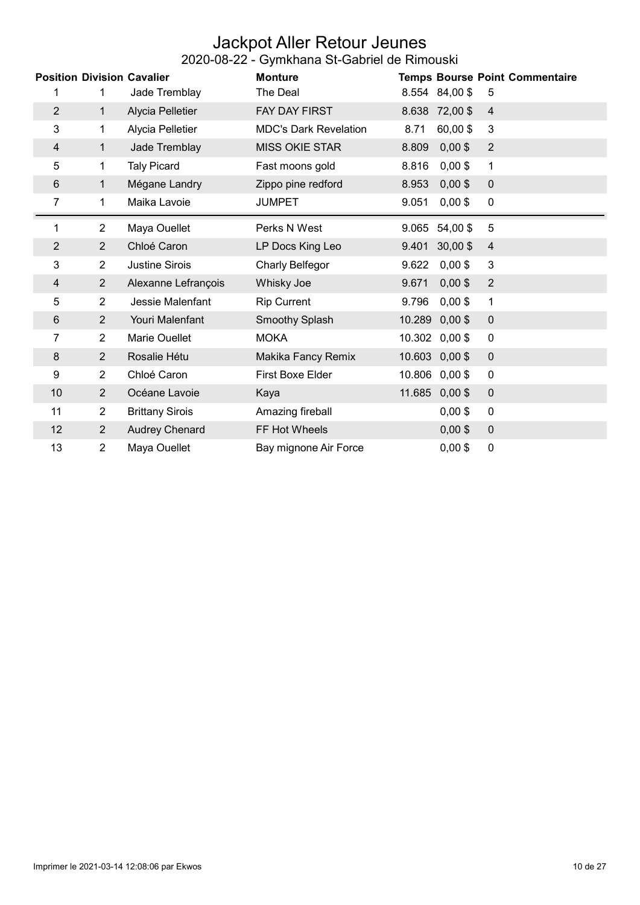# Jackpot Aller Retour Jeunes

## 2020-08-22 - Gymkhana St-Gabriel de Rimouski

| Position | Division | Cavalier | Monture | Temps | Bourse | Point | Commentaire |
|---|---|---|---|---|---|---|---|
| 1 | 1 | Jade Tremblay | The Deal | 8.554 | 84,00 $ | 5 | |
| 2 | 1 | Alycia Pelletier | FAY DAY FIRST | 8.638 | 72,00 $ | 4 | |
| 3 | 1 | Alycia Pelletier | MDC's Dark Revelation | 8.71 | 60,00 $ | 3 | |
| 4 | 1 | Jade Tremblay | MISS OKIE STAR | 8.809 | 0,00 $ | 2 | |
| 5 | 1 | Taly Picard | Fast moons gold | 8.816 | 0,00 $ | 1 | |
| 6 | 1 | Mégane Landry | Zippo pine redford | 8.953 | 0,00 $ | 0 | |
| 7 | 1 | Maika Lavoie | JUMPET | 9.051 | 0,00 $ | 0 | |
| 1 | 2 | Maya Ouellet | Perks N West | 9.065 | 54,00 $ | 5 | |
| 2 | 2 | Chloé Caron | LP Docs King Leo | 9.401 | 30,00 $ | 4 | |
| 3 | 2 | Justine Sirois | Charly Belfegor | 9.622 | 0,00 $ | 3 | |
| 4 | 2 | Alexanne Lefrançois | Whisky Joe | 9.671 | 0,00 $ | 2 | |
| 5 | 2 | Jessie Malenfant | Rip Current | 9.796 | 0,00 $ | 1 | |
| 6 | 2 | Youri Malenfant | Smoothy Splash | 10.289 | 0,00 $ | 0 | |
| 7 | 2 | Marie Ouellet | MOKA | 10.302 | 0,00 $ | 0 | |
| 8 | 2 | Rosalie Hétu | Makika Fancy Remix | 10.603 | 0,00 $ | 0 | |
| 9 | 2 | Chloé Caron | First Boxe Elder | 10.806 | 0,00 $ | 0 | |
| 10 | 2 | Océane Lavoie | Kaya | 11.685 | 0,00 $ | 0 | |
| 11 | 2 | Brittany Sirois | Amazing fireball | | 0,00 $ | 0 | |
| 12 | 2 | Audrey Chenard | FF Hot Wheels | | 0,00 $ | 0 | |
| 13 | 2 | Maya Ouellet | Bay mignone Air Force | | 0,00 $ | 0 | |

Imprimer le 2021-03-14 12:08:06 par Ekwos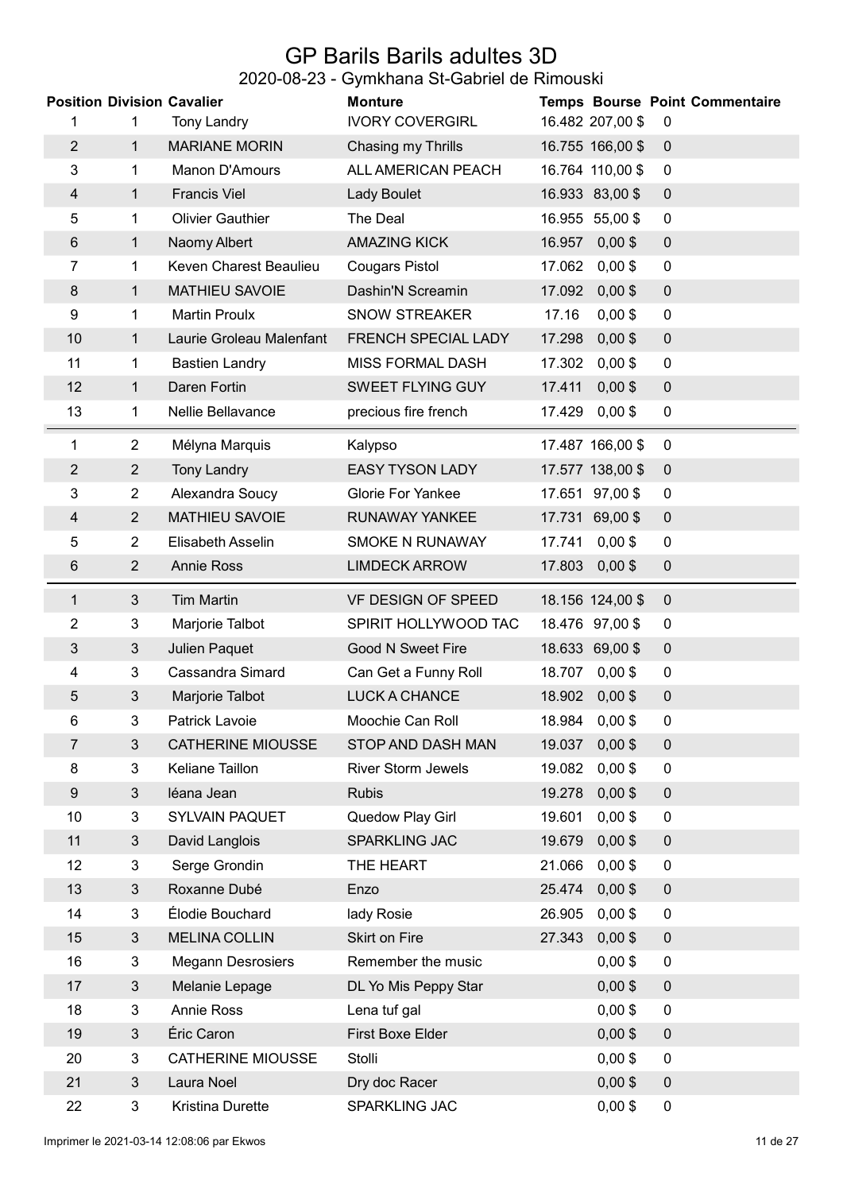# GP Barils Barils adultes 3D

## 2020-08-23 - Gymkhana St-Gabriel de Rimouski

| Position | Division | Cavalier | Monture | Temps | Bourse | Point | Commentaire |
|---|---|---|---|---|---|---|---|
| 1 | 1 | Tony Landry | IVORY COVERGIRL | 16.482 | 207,00 $ | 0 | |
| 2 | 1 | MARIANE MORIN | Chasing my Thrills | 16.755 | 166,00 $ | 0 | |
| 3 | 1 | Manon D'Amours | ALL AMERICAN PEACH | 16.764 | 110,00 $ | 0 | |
| 4 | 1 | Francis Viel | Lady Boulet | 16.933 | 83,00 $ | 0 | |
| 5 | 1 | Olivier Gauthier | The Deal | 16.955 | 55,00 $ | 0 | |
| 6 | 1 | Naomy Albert | AMAZING KICK | 16.957 | 0,00 $ | 0 | |
| 7 | 1 | Keven Charest Beaulieu | Cougars Pistol | 17.062 | 0,00 $ | 0 | |
| 8 | 1 | MATHIEU SAVOIE | Dashin'N Screamin | 17.092 | 0,00 $ | 0 | |
| 9 | 1 | Martin Proulx | SNOW STREAKER | 17.16 | 0,00 $ | 0 | |
| 10 | 1 | Laurie Groleau Malenfant | FRENCH SPECIAL LADY | 17.298 | 0,00 $ | 0 | |
| 11 | 1 | Bastien Landry | MISS FORMAL DASH | 17.302 | 0,00 $ | 0 | |
| 12 | 1 | Daren Fortin | SWEET FLYING GUY | 17.411 | 0,00 $ | 0 | |
| 13 | 1 | Nellie Bellavance | precious fire french | 17.429 | 0,00 $ | 0 | |
| 1 | 2 | Mélyna Marquis | Kalypso | 17.487 | 166,00 $ | 0 | |
| 2 | 2 | Tony Landry | EASY TYSON LADY | 17.577 | 138,00 $ | 0 | |
| 3 | 2 | Alexandra Soucy | Glorie For Yankee | 17.651 | 97,00 $ | 0 | |
| 4 | 2 | MATHIEU SAVOIE | RUNAWAY YANKEE | 17.731 | 69,00 $ | 0 | |
| 5 | 2 | Elisabeth Asselin | SMOKE N RUNAWAY | 17.741 | 0,00 $ | 0 | |
| 6 | 2 | Annie Ross | LIMDECK ARROW | 17.803 | 0,00 $ | 0 | |
| 1 | 3 | Tim Martin | VF DESIGN OF SPEED | 18.156 | 124,00 $ | 0 | |
| 2 | 3 | Marjorie Talbot | SPIRIT HOLLYWOOD TAC | 18.476 | 97,00 $ | 0 | |
| 3 | 3 | Julien Paquet | Good N Sweet Fire | 18.633 | 69,00 $ | 0 | |
| 4 | 3 | Cassandra Simard | Can Get a Funny Roll | 18.707 | 0,00 $ | 0 | |
| 5 | 3 | Marjorie Talbot | LUCK A CHANCE | 18.902 | 0,00 $ | 0 | |
| 6 | 3 | Patrick Lavoie | Moochie Can Roll | 18.984 | 0,00 $ | 0 | |
| 7 | 3 | CATHERINE MIOUSSE | STOP AND DASH MAN | 19.037 | 0,00 $ | 0 | |
| 8 | 3 | Keliane Taillon | River Storm Jewels | 19.082 | 0,00 $ | 0 | |
| 9 | 3 | léana Jean | Rubis | 19.278 | 0,00 $ | 0 | |
| 10 | 3 | SYLVAIN PAQUET | Quedow Play Girl | 19.601 | 0,00 $ | 0 | |
| 11 | 3 | David Langlois | SPARKLING JAC | 19.679 | 0,00 $ | 0 | |
| 12 | 3 | Serge Grondin | THE HEART | 21.066 | 0,00 $ | 0 | |
| 13 | 3 | Roxanne Dubé | Enzo | 25.474 | 0,00 $ | 0 | |
| 14 | 3 | Élodie Bouchard | lady Rosie | 26.905 | 0,00 $ | 0 | |
| 15 | 3 | MELINA COLLIN | Skirt on Fire | 27.343 | 0,00 $ | 0 | |
| 16 | 3 | Megann Desrosiers | Remember the music | | 0,00 $ | 0 | |
| 17 | 3 | Melanie Lepage | DL Yo Mis Peppy Star | | 0,00 $ | 0 | |
| 18 | 3 | Annie Ross | Lena tuf gal | | 0,00 $ | 0 | |
| 19 | 3 | Éric Caron | First Boxe Elder | | 0,00 $ | 0 | |
| 20 | 3 | CATHERINE MIOUSSE | Stolli | | 0,00 $ | 0 | |
| 21 | 3 | Laura Noel | Dry doc Racer | | 0,00 $ | 0 | |
| 22 | 3 | Kristina Durette | SPARKLING JAC | | 0,00 $ | 0 | |

Imprimer le 2021-03-14 12:08:06 par Ekwos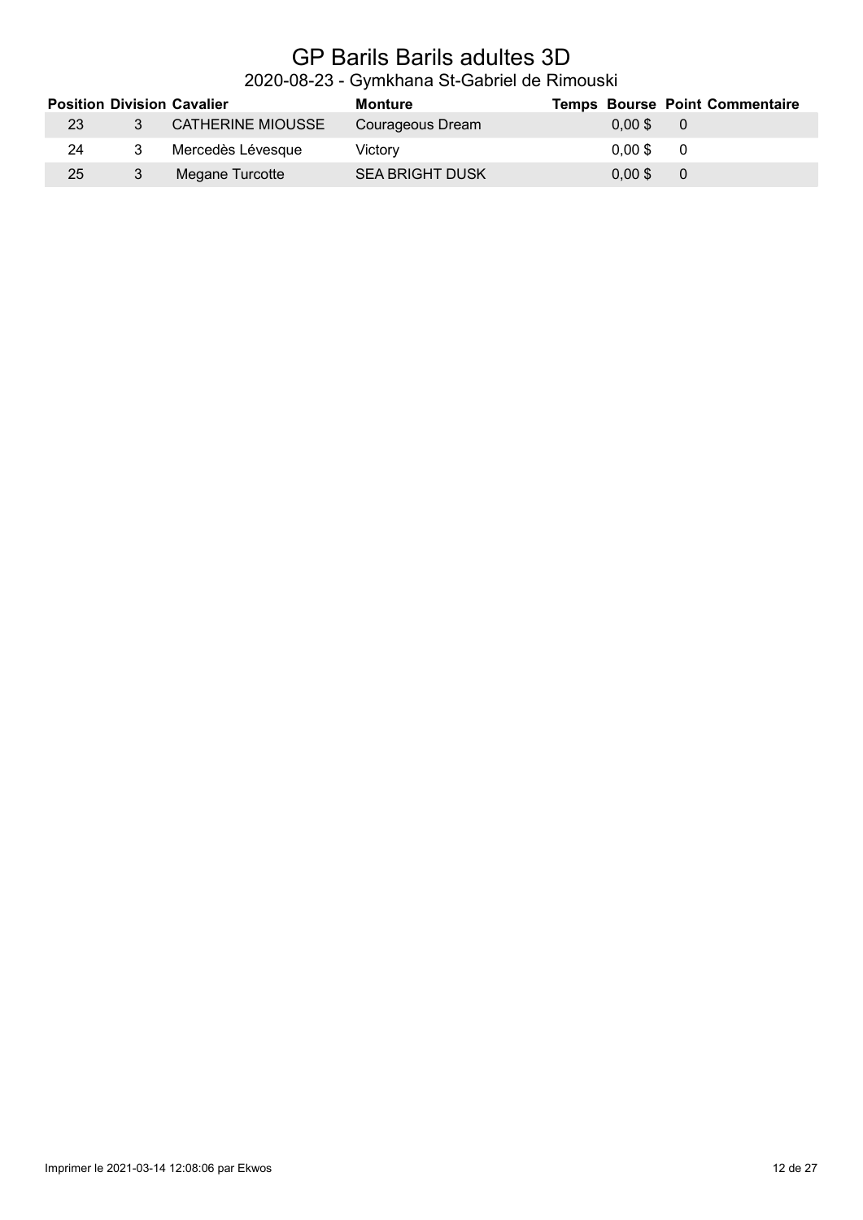# GP Barils Barils adultes 3D

## 2020-08-23 - Gymkhana St-Gabriel de Rimouski

| Position | Division | Cavalier | Monture | Temps | Bourse | Point | Commentaire |
|---|---|---|---|---|---|---|---|
| 23 | 3 | CATHERINE MIOUSSE | Courageous Dream | | 0,00 $ | 0 | |
| 24 | 3 | Mercedès Lévesque | Victory | | 0,00 $ | 0 | |
| 25 | 3 | Megane Turcotte | SEA BRIGHT DUSK | | 0,00 $ | 0 | |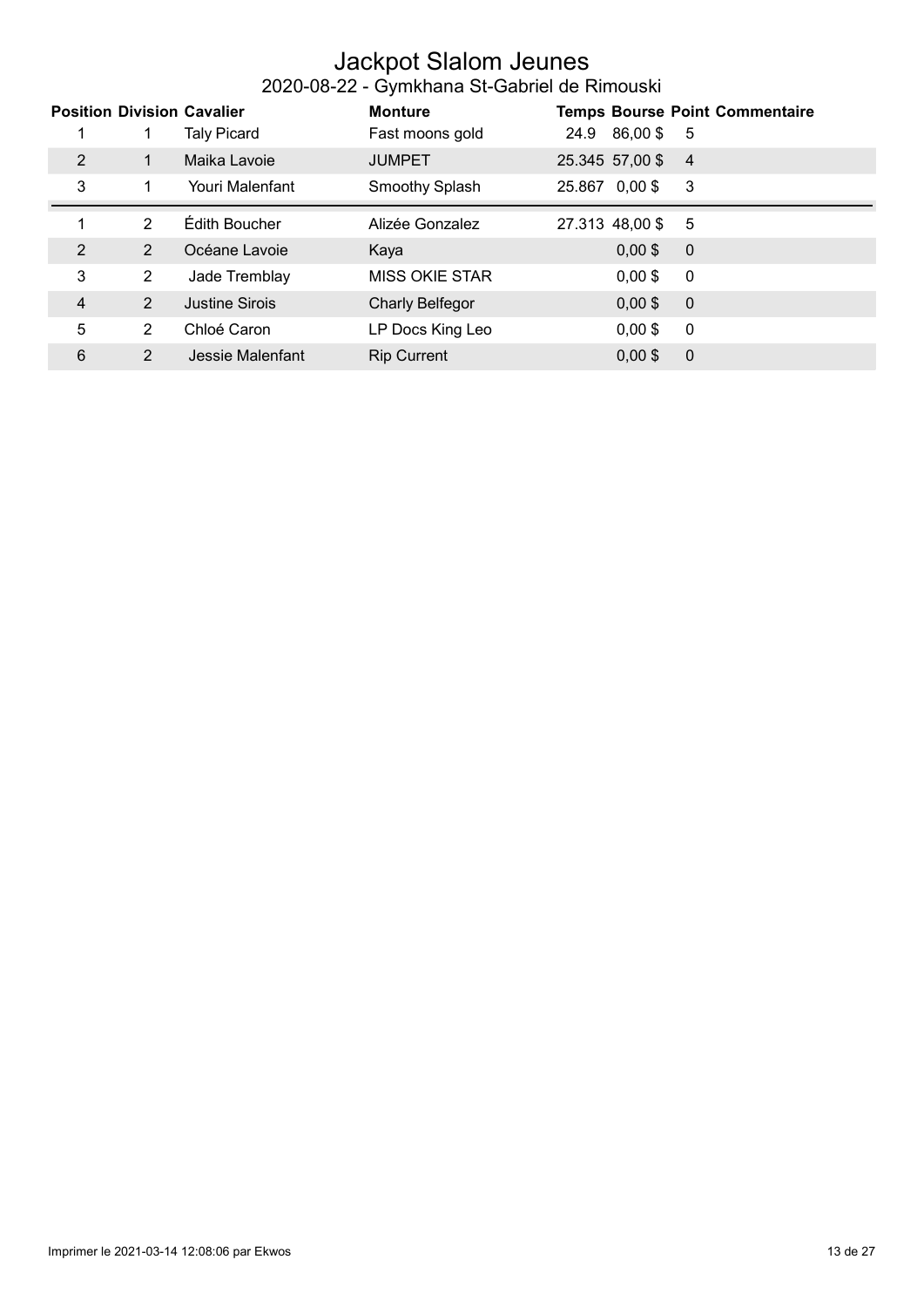# Jackpot Slalom Jeunes

## 2020-08-22 - Gymkhana St-Gabriel de Rimouski

| Position | Division | Cavalier | Monture | Temps | Bourse | Point | Commentaire |
|---|---|---|---|---|---|---|---|
| 1 | 1 | Taly Picard | Fast moons gold | 24.9 | 86,00 $ | 5 | |
| 2 | 1 | Maika Lavoie | JUMPET | 25.345 | 57,00 $ | 4 | |
| 3 | 1 | Youri Malenfant | Smoothy Splash | 25.867 | 0,00 $ | 3 | |
| 1 | 2 | Édith Boucher | Alizée Gonzalez | 27.313 | 48,00 $ | 5 | |
| 2 | 2 | Océane Lavoie | Kaya | | 0,00 $ | 0 | |
| 3 | 2 | Jade Tremblay | MISS OKIE STAR | | 0,00 $ | 0 | |
| 4 | 2 | Justine Sirois | Charly Belfegor | | 0,00 $ | 0 | |
| 5 | 2 | Chloé Caron | LP Docs King Leo | | 0,00 $ | 0 | |
| 6 | 2 | Jessie Malenfant | Rip Current | | 0,00 $ | 0 | |

Imprimer le 2021-03-14 12:08:06 par Ekwos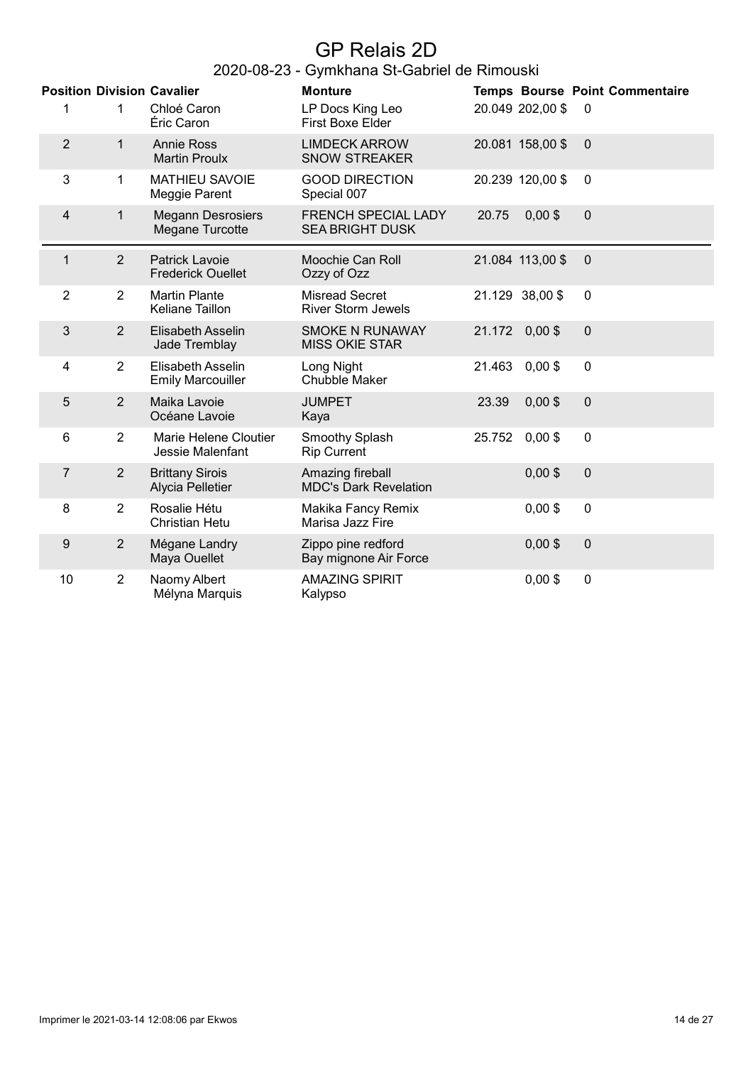# GP Relais 2D

## 2020-08-23 - Gymkhana St-Gabriel de Rimouski

| Position | Division | Cavalier | Monture | Temps | Bourse | Point | Commentaire |
|---|---|---|---|---|---|---|---|
| 1 | 1 | Chloé Caron<br>Éric Caron | LP Docs King Leo<br>First Boxe Elder | 20.049 | 202,00 $ | 0 | |
| 2 | 1 | Annie Ross<br>Martin Proulx | LIMDECK ARROW<br>SNOW STREAKER | 20.081 | 158,00 $ | 0 | |
| 3 | 1 | MATHIEU SAVOIE<br>Meggie Parent | GOOD DIRECTION<br>Special 007 | 20.239 | 120,00 $ | 0 | |
| 4 | 1 | Megann Desrosiers<br>Megane Turcotte | FRENCH SPECIAL LADY<br>SEA BRIGHT DUSK | 20.75 | 0,00 $ | 0 | |
| 1 | 2 | Patrick Lavoie<br>Frederick Ouellet | Moochie Can Roll<br>Ozzy of Ozz | 21.084 | 113,00 $ | 0 | |
| 2 | 2 | Martin Plante<br>Keliane Taillon | Misread Secret<br>River Storm Jewels | 21.129 | 38,00 $ | 0 | |
| 3 | 2 | Elisabeth Asselin<br>Jade Tremblay | SMOKE N RUNAWAY<br>MISS OKIE STAR | 21.172 | 0,00 $ | 0 | |
| 4 | 2 | Elisabeth Asselin<br>Emily Marcouiller | Long Night<br>Chubble Maker | 21.463 | 0,00 $ | 0 | |
| 5 | 2 | Maika Lavoie<br>Océane Lavoie | JUMPET<br>Kaya | 23.39 | 0,00 $ | 0 | |
| 6 | 2 | Marie Helene Cloutier<br>Jessie Malenfant | Smoothy Splash<br>Rip Current | 25.752 | 0,00 $ | 0 | |
| 7 | 2 | Brittany Sirois<br>Alycia Pelletier | Amazing fireball<br>MDC's Dark Revelation | | 0,00 $ | 0 | |
| 8 | 2 | Rosalie Hétu<br>Christian Hetu | Makika Fancy Remix<br>Marisa Jazz Fire | | 0,00 $ | 0 | |
| 9 | 2 | Mégane Landry<br>Maya Ouellet | Zippo pine redford<br>Bay mignone Air Force | | 0,00 $ | 0 | |
| 10 | 2 | Naomy Albert<br>Mélyna Marquis | AMAZING SPIRIT<br>Kalypso | | 0,00 $ | 0 | |

Imprimer le 2021-03-14 12:08:06 par Ekwos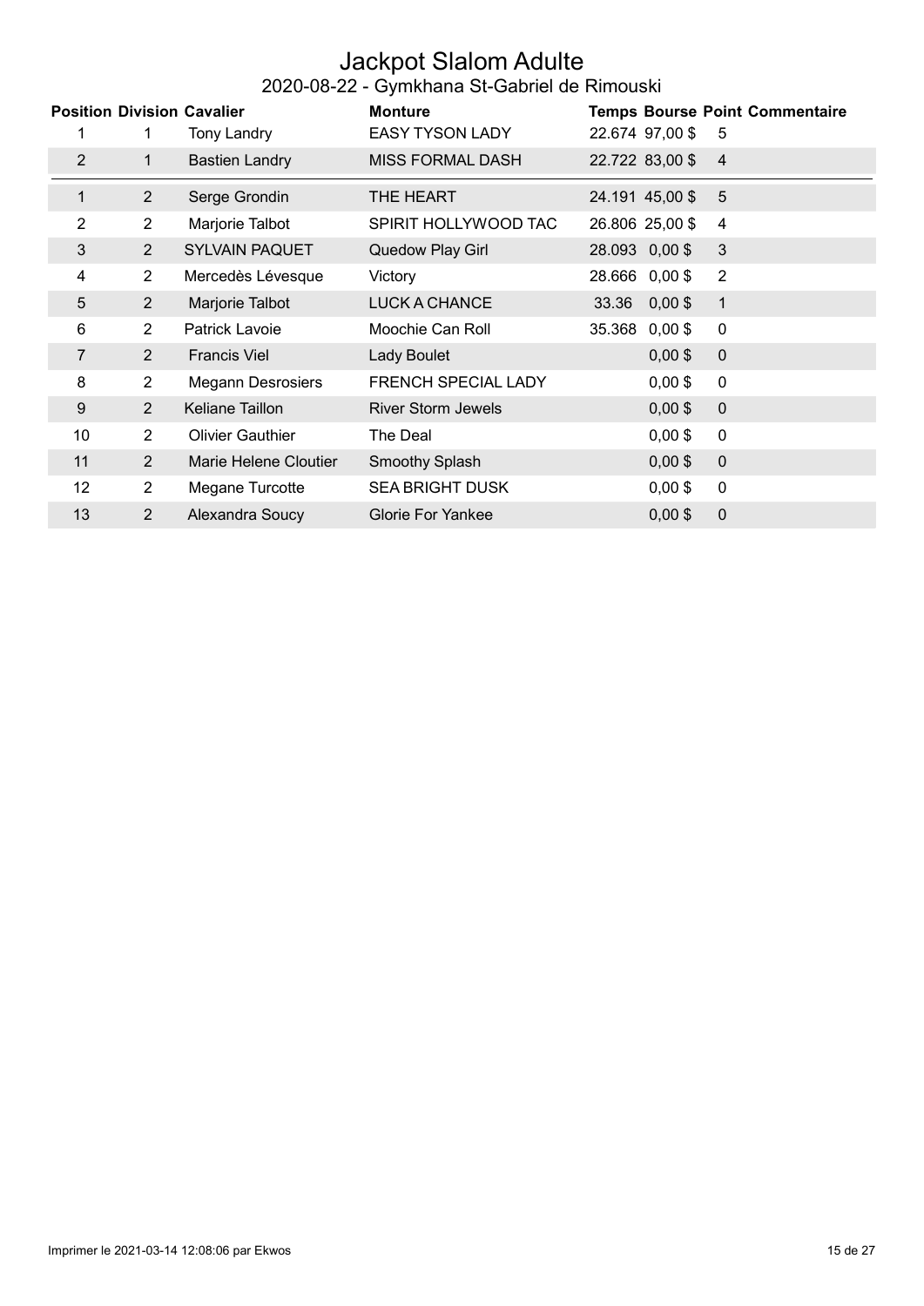# Jackpot Slalom Adulte

## 2020-08-22 - Gymkhana St-Gabriel de Rimouski

| Position | Division | Cavalier | Monture | Temps | Bourse | Point | Commentaire |
|---|---|---|---|---|---|---|---|
| 1 | 1 | Tony Landry | EASY TYSON LADY | 22.674 | 97,00 $ | 5 | |
| 2 | 1 | Bastien Landry | MISS FORMAL DASH | 22.722 | 83,00 $ | 4 | |
| 1 | 2 | Serge Grondin | THE HEART | 24.191 | 45,00 $ | 5 | |
| 2 | 2 | Marjorie Talbot | SPIRIT HOLLYWOOD TAC | 26.806 | 25,00 $ | 4 | |
| 3 | 2 | SYLVAIN PAQUET | Quedow Play Girl | 28.093 | 0,00 $ | 3 | |
| 4 | 2 | Mercedès Lévesque | Victory | 28.666 | 0,00 $ | 2 | |
| 5 | 2 | Marjorie Talbot | LUCK A CHANCE | 33.36 | 0,00 $ | 1 | |
| 6 | 2 | Patrick Lavoie | Moochie Can Roll | 35.368 | 0,00 $ | 0 | |
| 7 | 2 | Francis Viel | Lady Boulet | | 0,00 $ | 0 | |
| 8 | 2 | Megann Desrosiers | FRENCH SPECIAL LADY | | 0,00 $ | 0 | |
| 9 | 2 | Keliane Taillon | River Storm Jewels | | 0,00 $ | 0 | |
| 10 | 2 | Olivier Gauthier | The Deal | | 0,00 $ | 0 | |
| 11 | 2 | Marie Helene Cloutier | Smoothy Splash | | 0,00 $ | 0 | |
| 12 | 2 | Megane Turcotte | SEA BRIGHT DUSK | | 0,00 $ | 0 | |
| 13 | 2 | Alexandra Soucy | Glorie For Yankee | | 0,00 $ | 0 | |

Imprimer le 2021-03-14 12:08:06 par Ekwos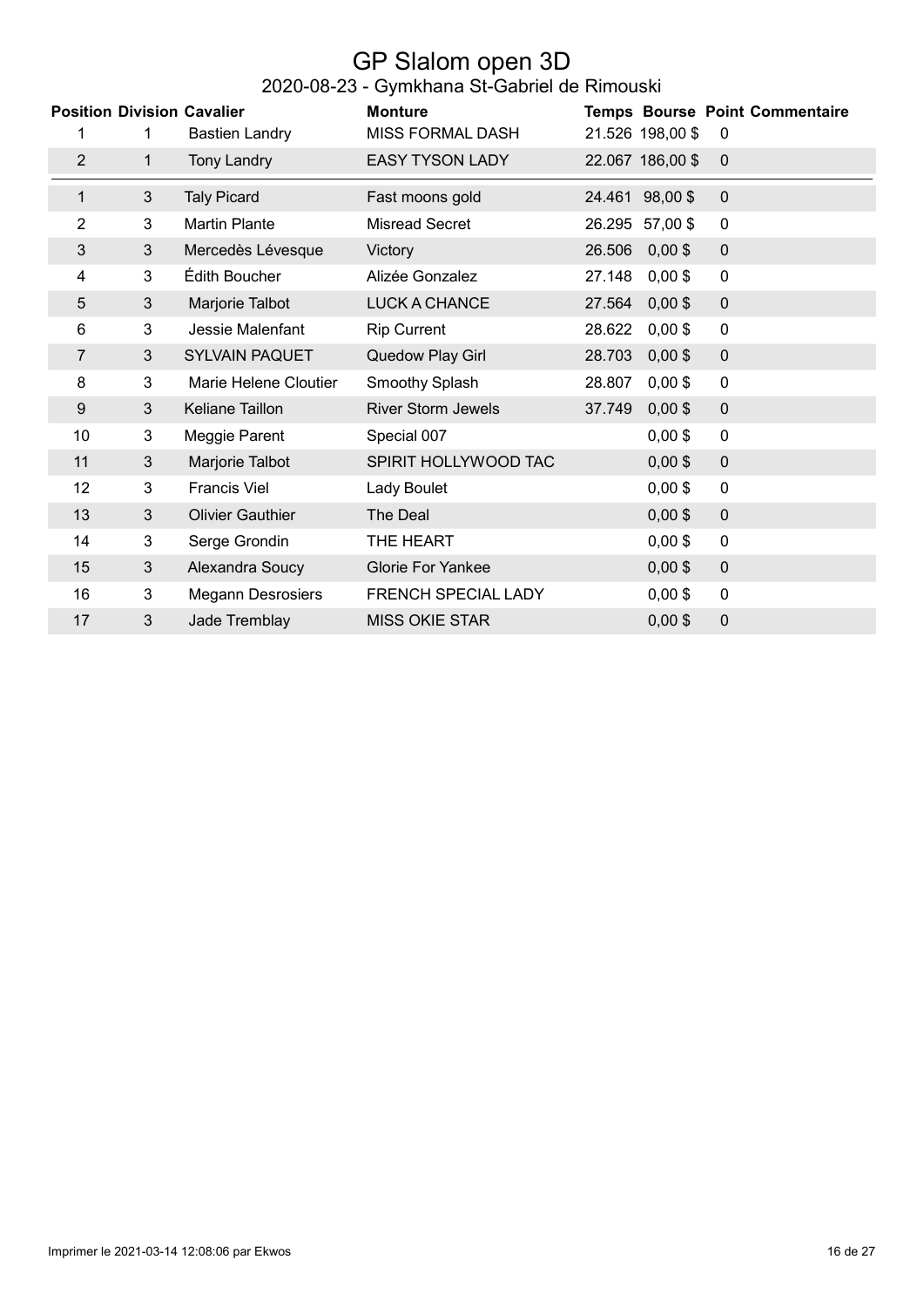# GP Slalom open 3D

## 2020-08-23 - Gymkhana St-Gabriel de Rimouski

| Position | Division | Cavalier | Monture | Temps | Bourse | Point | Commentaire |
|---|---|---|---|---|---|---|---|
| 1 | 1 | Bastien Landry | MISS FORMAL DASH | 21.526 | 198,00 $ | 0 | |
| 2 | 1 | Tony Landry | EASY TYSON LADY | 22.067 | 186,00 $ | 0 | |
| 1 | 3 | Taly Picard | Fast moons gold | 24.461 | 98,00 $ | 0 | |
| 2 | 3 | Martin Plante | Misread Secret | 26.295 | 57,00 $ | 0 | |
| 3 | 3 | Mercedès Lévesque | Victory | 26.506 | 0,00 $ | 0 | |
| 4 | 3 | Édith Boucher | Alizée Gonzalez | 27.148 | 0,00 $ | 0 | |
| 5 | 3 | Marjorie Talbot | LUCK A CHANCE | 27.564 | 0,00 $ | 0 | |
| 6 | 3 | Jessie Malenfant | Rip Current | 28.622 | 0,00 $ | 0 | |
| 7 | 3 | SYLVAIN PAQUET | Quedow Play Girl | 28.703 | 0,00 $ | 0 | |
| 8 | 3 | Marie Helene Cloutier | Smoothy Splash | 28.807 | 0,00 $ | 0 | |
| 9 | 3 | Keliane Taillon | River Storm Jewels | 37.749 | 0,00 $ | 0 | |
| 10 | 3 | Meggie Parent | Special 007 | | 0,00 $ | 0 | |
| 11 | 3 | Marjorie Talbot | SPIRIT HOLLYWOOD TAC | | 0,00 $ | 0 | |
| 12 | 3 | Francis Viel | Lady Boulet | | 0,00 $ | 0 | |
| 13 | 3 | Olivier Gauthier | The Deal | | 0,00 $ | 0 | |
| 14 | 3 | Serge Grondin | THE HEART | | 0,00 $ | 0 | |
| 15 | 3 | Alexandra Soucy | Glorie For Yankee | | 0,00 $ | 0 | |
| 16 | 3 | Megann Desrosiers | FRENCH SPECIAL LADY | | 0,00 $ | 0 | |
| 17 | 3 | Jade Tremblay | MISS OKIE STAR | | 0,00 $ | 0 | |

Imprimer le 2021-03-14 12:08:06 par Ekwos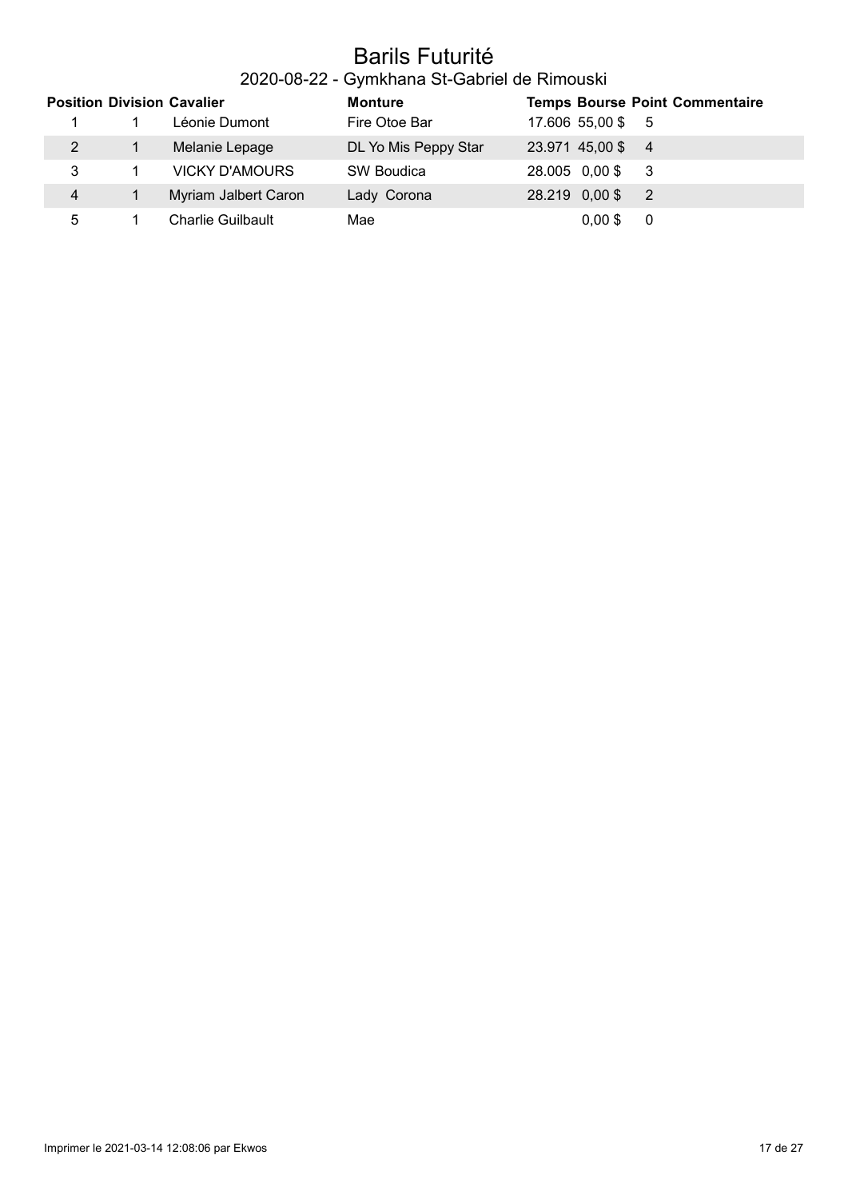# Barils Futurité

## 2020-08-22 - Gymkhana St-Gabriel de Rimouski

| Position | Division | Cavalier | Monture | Temps | Bourse | Point | Commentaire |
|---|---|---|---|---|---|---|---|
| 1 | 1 | Léonie Dumont | Fire Otoe Bar | 17.606 | 55,00 $ | 5 | |
| 2 | 1 | Melanie Lepage | DL Yo Mis Peppy Star | 23.971 | 45,00 $ | 4 | |
| 3 | 1 | VICKY D'AMOURS | SW Boudica | 28.005 | 0,00 $ | 3 | |
| 4 | 1 | Myriam Jalbert Caron | Lady Corona | 28.219 | 0,00 $ | 2 | |
| 5 | 1 | Charlie Guilbault | Mae | | 0,00 $ | 0 | |

Imprimer le 2021-03-14 12:08:06 par Ekwos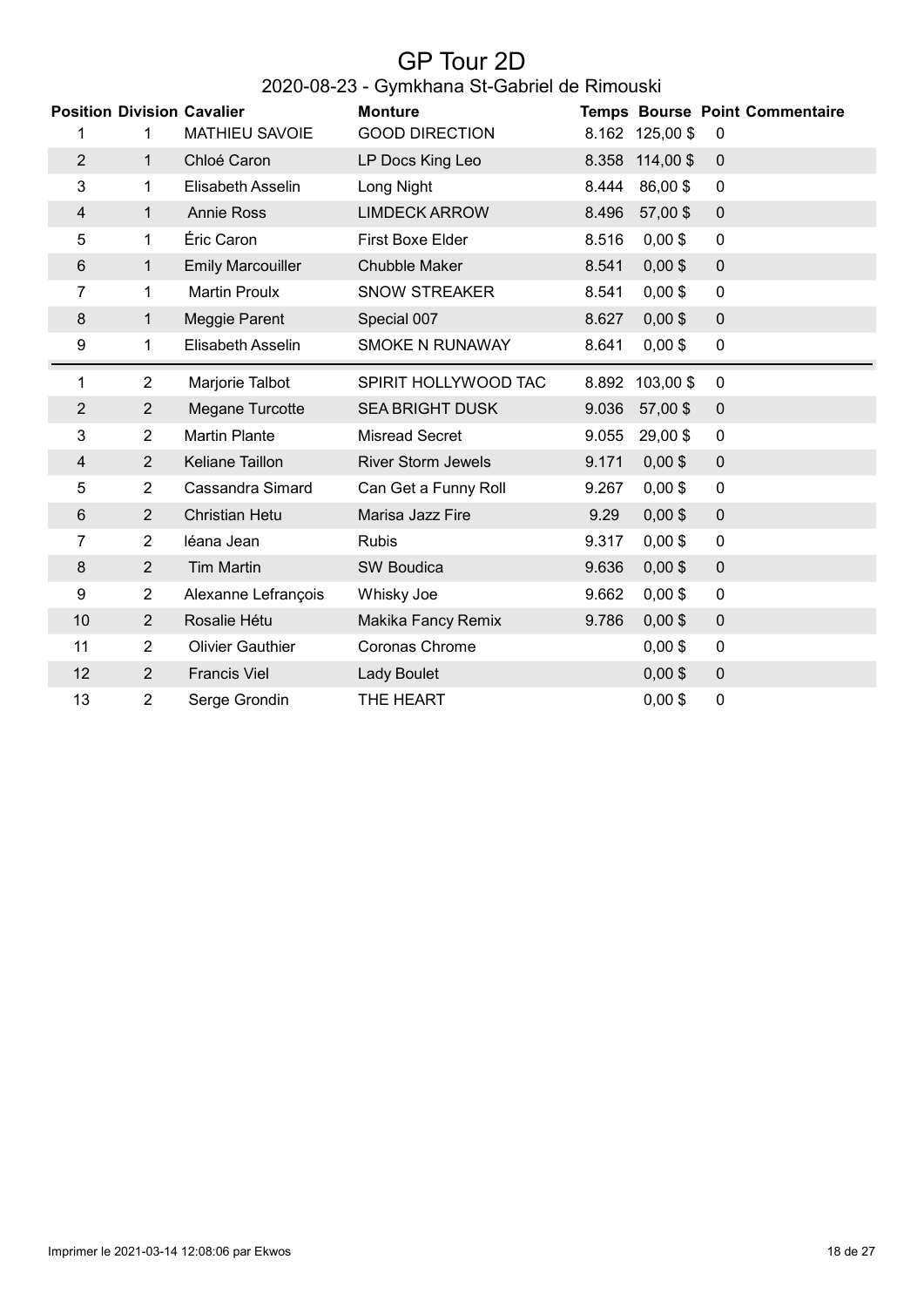# GP Tour 2D

## 2020-08-23 - Gymkhana St-Gabriel de Rimouski

| Position | Division | Cavalier | Monture | Temps | Bourse | Point | Commentaire |
|---|---|---|---|---|---|---|---|
| 1 | 1 | MATHIEU SAVOIE | GOOD DIRECTION | 8.162 | 125,00 $ | 0 | |
| 2 | 1 | Chloé Caron | LP Docs King Leo | 8.358 | 114,00 $ | 0 | |
| 3 | 1 | Elisabeth Asselin | Long Night | 8.444 | 86,00 $ | 0 | |
| 4 | 1 | Annie Ross | LIMDECK ARROW | 8.496 | 57,00 $ | 0 | |
| 5 | 1 | Éric Caron | First Boxe Elder | 8.516 | 0,00 $ | 0 | |
| 6 | 1 | Emily Marcouiller | Chubble Maker | 8.541 | 0,00 $ | 0 | |
| 7 | 1 | Martin Proulx | SNOW STREAKER | 8.541 | 0,00 $ | 0 | |
| 8 | 1 | Meggie Parent | Special 007 | 8.627 | 0,00 $ | 0 | |
| 9 | 1 | Elisabeth Asselin | SMOKE N RUNAWAY | 8.641 | 0,00 $ | 0 | |
| 1 | 2 | Marjorie Talbot | SPIRIT HOLLYWOOD TAC | 8.892 | 103,00 $ | 0 | |
| 2 | 2 | Megane Turcotte | SEA BRIGHT DUSK | 9.036 | 57,00 $ | 0 | |
| 3 | 2 | Martin Plante | Misread Secret | 9.055 | 29,00 $ | 0 | |
| 4 | 2 | Keliane Taillon | River Storm Jewels | 9.171 | 0,00 $ | 0 | |
| 5 | 2 | Cassandra Simard | Can Get a Funny Roll | 9.267 | 0,00 $ | 0 | |
| 6 | 2 | Christian Hetu | Marisa Jazz Fire | 9.29 | 0,00 $ | 0 | |
| 7 | 2 | léana Jean | Rubis | 9.317 | 0,00 $ | 0 | |
| 8 | 2 | Tim Martin | SW Boudica | 9.636 | 0,00 $ | 0 | |
| 9 | 2 | Alexanne Lefrançois | Whisky Joe | 9.662 | 0,00 $ | 0 | |
| 10 | 2 | Rosalie Hétu | Makika Fancy Remix | 9.786 | 0,00 $ | 0 | |
| 11 | 2 | Olivier Gauthier | Coronas Chrome | | 0,00 $ | 0 | |
| 12 | 2 | Francis Viel | Lady Boulet | | 0,00 $ | 0 | |
| 13 | 2 | Serge Grondin | THE HEART | | 0,00 $ | 0 | |

Imprimer le 2021-03-14 12:08:06 par Ekwos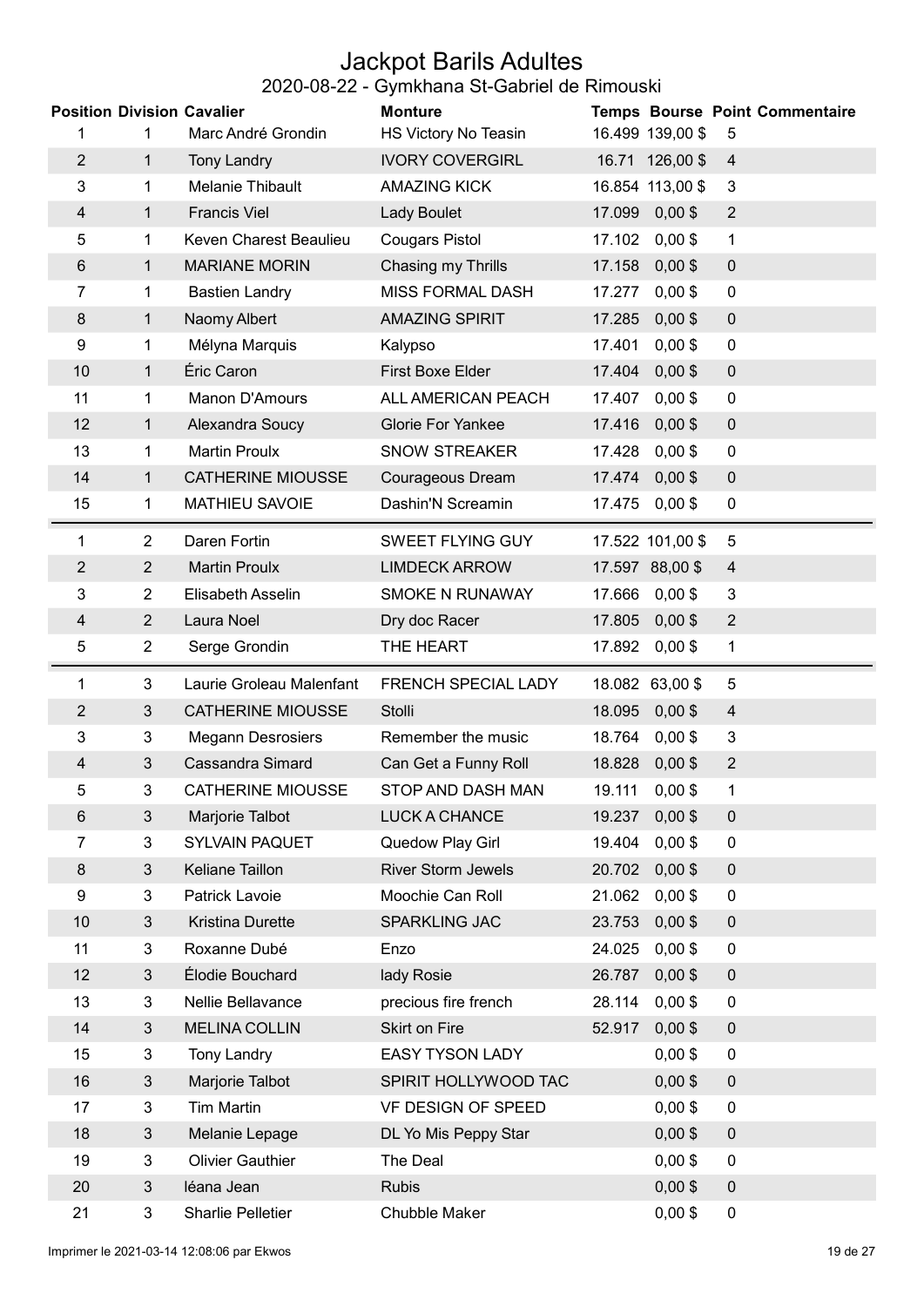# Jackpot Barils Adultes

## 2020-08-22 - Gymkhana St-Gabriel de Rimouski

| Position | Division | Cavalier | Monture | Temps | Bourse | Point | Commentaire |
|---|---|---|---|---|---|---|---|
| 1 | 1 | Marc André Grondin | HS Victory No Teasin | 16.499 | 139,00 $ | 5 | |
| 2 | 1 | Tony Landry | IVORY COVERGIRL | 16.71 | 126,00 $ | 4 | |
| 3 | 1 | Melanie Thibault | AMAZING KICK | 16.854 | 113,00 $ | 3 | |
| 4 | 1 | Francis Viel | Lady Boulet | 17.099 | 0,00 $ | 2 | |
| 5 | 1 | Keven Charest Beaulieu | Cougars Pistol | 17.102 | 0,00 $ | 1 | |
| 6 | 1 | MARIANE MORIN | Chasing my Thrills | 17.158 | 0,00 $ | 0 | |
| 7 | 1 | Bastien Landry | MISS FORMAL DASH | 17.277 | 0,00 $ | 0 | |
| 8 | 1 | Naomy Albert | AMAZING SPIRIT | 17.285 | 0,00 $ | 0 | |
| 9 | 1 | Mélyna Marquis | Kalypso | 17.401 | 0,00 $ | 0 | |
| 10 | 1 | Éric Caron | First Boxe Elder | 17.404 | 0,00 $ | 0 | |
| 11 | 1 | Manon D'Amours | ALL AMERICAN PEACH | 17.407 | 0,00 $ | 0 | |
| 12 | 1 | Alexandra Soucy | Glorie For Yankee | 17.416 | 0,00 $ | 0 | |
| 13 | 1 | Martin Proulx | SNOW STREAKER | 17.428 | 0,00 $ | 0 | |
| 14 | 1 | CATHERINE MIOUSSE | Courageous Dream | 17.474 | 0,00 $ | 0 | |
| 15 | 1 | MATHIEU SAVOIE | Dashin'N Screamin | 17.475 | 0,00 $ | 0 | |
| 1 | 2 | Daren Fortin | SWEET FLYING GUY | 17.522 | 101,00 $ | 5 | |
| 2 | 2 | Martin Proulx | LIMDECK ARROW | 17.597 | 88,00 $ | 4 | |
| 3 | 2 | Elisabeth Asselin | SMOKE N RUNAWAY | 17.666 | 0,00 $ | 3 | |
| 4 | 2 | Laura Noel | Dry doc Racer | 17.805 | 0,00 $ | 2 | |
| 5 | 2 | Serge Grondin | THE HEART | 17.892 | 0,00 $ | 1 | |
| 1 | 3 | Laurie Groleau Malenfant | FRENCH SPECIAL LADY | 18.082 | 63,00 $ | 5 | |
| 2 | 3 | CATHERINE MIOUSSE | Stolli | 18.095 | 0,00 $ | 4 | |
| 3 | 3 | Megann Desrosiers | Remember the music | 18.764 | 0,00 $ | 3 | |
| 4 | 3 | Cassandra Simard | Can Get a Funny Roll | 18.828 | 0,00 $ | 2 | |
| 5 | 3 | CATHERINE MIOUSSE | STOP AND DASH MAN | 19.111 | 0,00 $ | 1 | |
| 6 | 3 | Marjorie Talbot | LUCK A CHANCE | 19.237 | 0,00 $ | 0 | |
| 7 | 3 | SYLVAIN PAQUET | Quedow Play Girl | 19.404 | 0,00 $ | 0 | |
| 8 | 3 | Keliane Taillon | River Storm Jewels | 20.702 | 0,00 $ | 0 | |
| 9 | 3 | Patrick Lavoie | Moochie Can Roll | 21.062 | 0,00 $ | 0 | |
| 10 | 3 | Kristina Durette | SPARKLING JAC | 23.753 | 0,00 $ | 0 | |
| 11 | 3 | Roxanne Dubé | Enzo | 24.025 | 0,00 $ | 0 | |
| 12 | 3 | Élodie Bouchard | lady Rosie | 26.787 | 0,00 $ | 0 | |
| 13 | 3 | Nellie Bellavance | precious fire french | 28.114 | 0,00 $ | 0 | |
| 14 | 3 | MELINA COLLIN | Skirt on Fire | 52.917 | 0,00 $ | 0 | |
| 15 | 3 | Tony Landry | EASY TYSON LADY | | 0,00 $ | 0 | |
| 16 | 3 | Marjorie Talbot | SPIRIT HOLLYWOOD TAC | | 0,00 $ | 0 | |
| 17 | 3 | Tim Martin | VF DESIGN OF SPEED | | 0,00 $ | 0 | |
| 18 | 3 | Melanie Lepage | DL Yo Mis Peppy Star | | 0,00 $ | 0 | |
| 19 | 3 | Olivier Gauthier | The Deal | | 0,00 $ | 0 | |
| 20 | 3 | léana Jean | Rubis | | 0,00 $ | 0 | |
| 21 | 3 | Sharlie Pelletier | Chubble Maker | | 0,00 $ | 0 | |

Imprimer le 2021-03-14 12:08:06 par Ekwos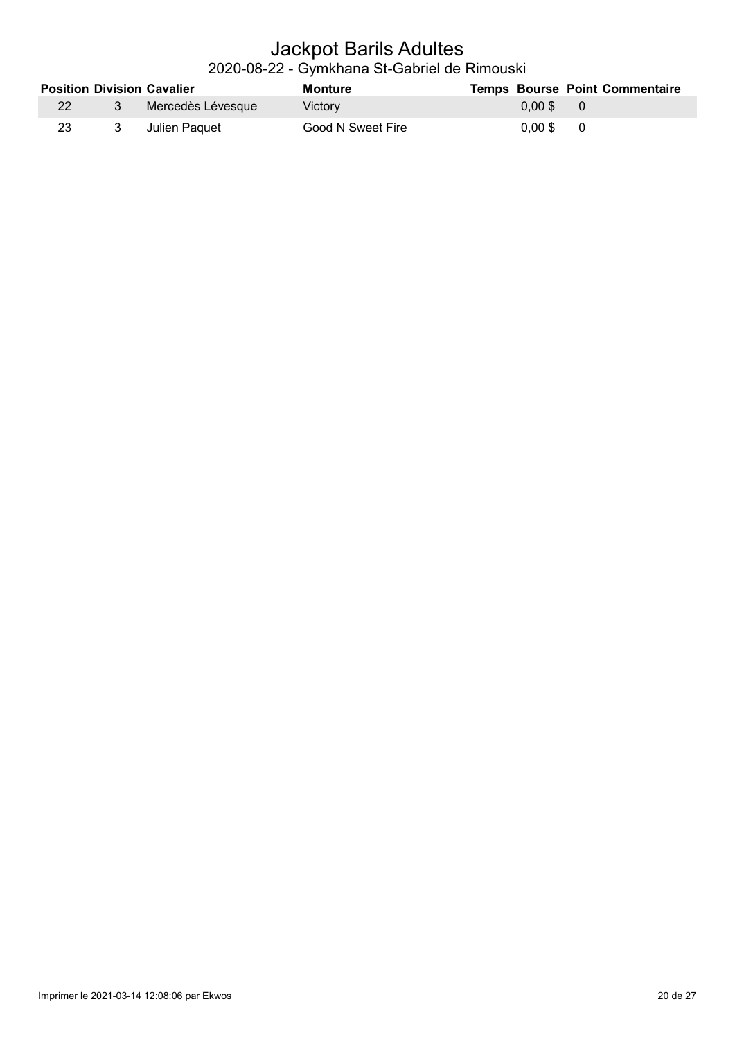# Jackpot Barils Adultes

## 2020-08-22 - Gymkhana St-Gabriel de Rimouski

| Position | Division | Cavalier | Monture | Temps | Bourse | Point | Commentaire |
|---|---|---|---|---|---|---|---|
| 22 | 3 | Mercedès Lévesque | Victory | | 0,00 $ | 0 | |
| 23 | 3 | Julien Paquet | Good N Sweet Fire | | 0,00 $ | 0 | |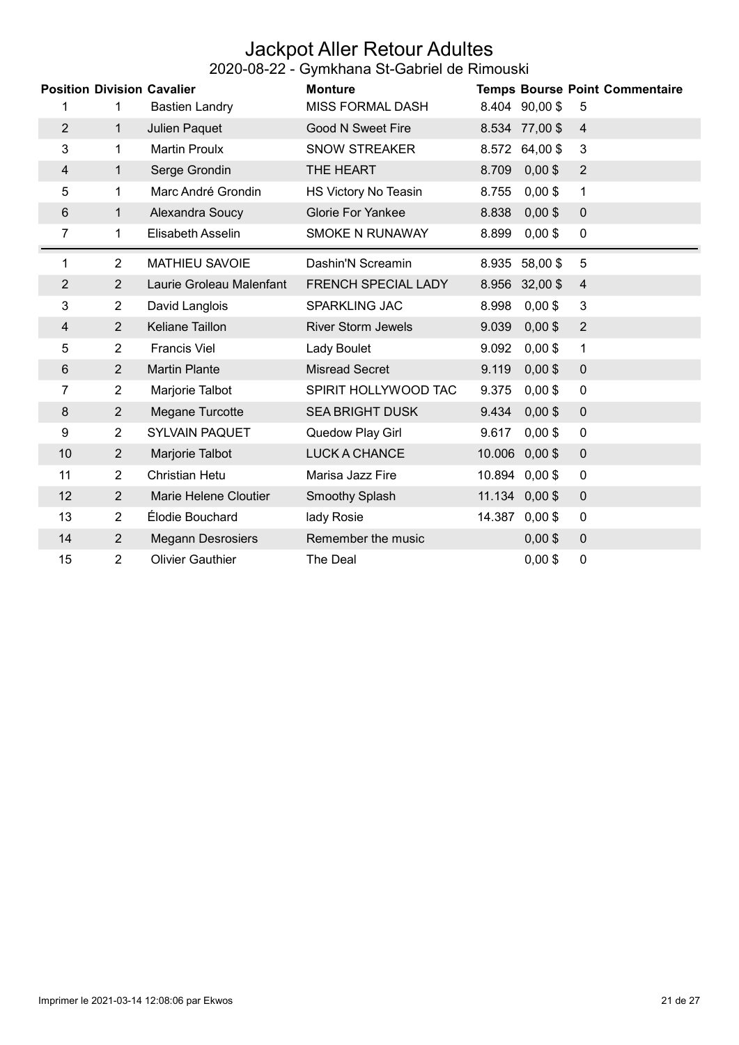# Jackpot Aller Retour Adultes

## 2020-08-22 - Gymkhana St-Gabriel de Rimouski

| Position | Division | Cavalier | Monture | Temps | Bourse | Point | Commentaire |
|---|---|---|---|---|---|---|---|
| 1 | 1 | Bastien Landry | MISS FORMAL DASH | 8.404 | 90,00 $ | 5 | |
| 2 | 1 | Julien Paquet | Good N Sweet Fire | 8.534 | 77,00 $ | 4 | |
| 3 | 1 | Martin Proulx | SNOW STREAKER | 8.572 | 64,00 $ | 3 | |
| 4 | 1 | Serge Grondin | THE HEART | 8.709 | 0,00 $ | 2 | |
| 5 | 1 | Marc André Grondin | HS Victory No Teasin | 8.755 | 0,00 $ | 1 | |
| 6 | 1 | Alexandra Soucy | Glorie For Yankee | 8.838 | 0,00 $ | 0 | |
| 7 | 1 | Elisabeth Asselin | SMOKE N RUNAWAY | 8.899 | 0,00 $ | 0 | |
| 1 | 2 | MATHIEU SAVOIE | Dashin'N Screamin | 8.935 | 58,00 $ | 5 | |
| 2 | 2 | Laurie Groleau Malenfant | FRENCH SPECIAL LADY | 8.956 | 32,00 $ | 4 | |
| 3 | 2 | David Langlois | SPARKLING JAC | 8.998 | 0,00 $ | 3 | |
| 4 | 2 | Keliane Taillon | River Storm Jewels | 9.039 | 0,00 $ | 2 | |
| 5 | 2 | Francis Viel | Lady Boulet | 9.092 | 0,00 $ | 1 | |
| 6 | 2 | Martin Plante | Misread Secret | 9.119 | 0,00 $ | 0 | |
| 7 | 2 | Marjorie Talbot | SPIRIT HOLLYWOOD TAC | 9.375 | 0,00 $ | 0 | |
| 8 | 2 | Megane Turcotte | SEA BRIGHT DUSK | 9.434 | 0,00 $ | 0 | |
| 9 | 2 | SYLVAIN PAQUET | Quedow Play Girl | 9.617 | 0,00 $ | 0 | |
| 10 | 2 | Marjorie Talbot | LUCK A CHANCE | 10.006 | 0,00 $ | 0 | |
| 11 | 2 | Christian Hetu | Marisa Jazz Fire | 10.894 | 0,00 $ | 0 | |
| 12 | 2 | Marie Helene Cloutier | Smoothy Splash | 11.134 | 0,00 $ | 0 | |
| 13 | 2 | Élodie Bouchard | lady Rosie | 14.387 | 0,00 $ | 0 | |
| 14 | 2 | Megann Desrosiers | Remember the music | | 0,00 $ | 0 | |
| 15 | 2 | Olivier Gauthier | The Deal | | 0,00 $ | 0 | |

Imprimer le 2021-03-14 12:08:06 par Ekwos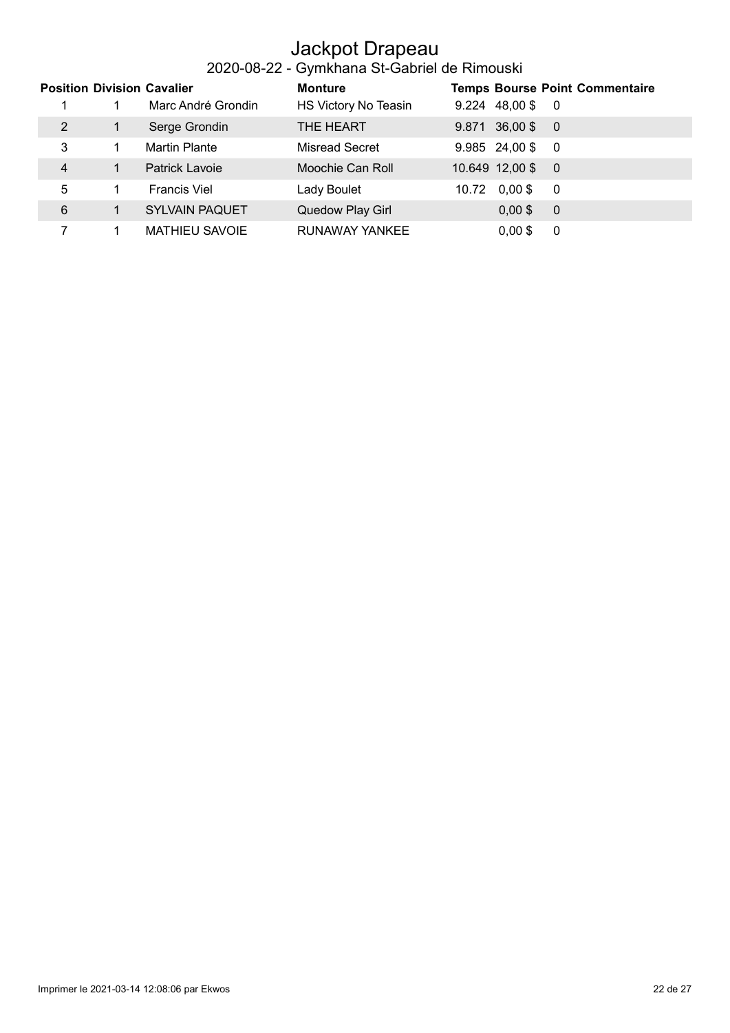# Jackpot Drapeau

## 2020-08-22 - Gymkhana St-Gabriel de Rimouski

| Position | Division | Cavalier | Monture | Temps | Bourse | Point | Commentaire |
|---|---|---|---|---|---|---|---|
| 1 | 1 | Marc André Grondin | HS Victory No Teasin | 9.224 | 48,00 $ | 0 | |
| 2 | 1 | Serge Grondin | THE HEART | 9.871 | 36,00 $ | 0 | |
| 3 | 1 | Martin Plante | Misread Secret | 9.985 | 24,00 $ | 0 | |
| 4 | 1 | Patrick Lavoie | Moochie Can Roll | 10.649 | 12,00 $ | 0 | |
| 5 | 1 | Francis Viel | Lady Boulet | 10.72 | 0,00 $ | 0 | |
| 6 | 1 | SYLVAIN PAQUET | Quedow Play Girl | | 0,00 $ | 0 | |
| 7 | 1 | MATHIEU SAVOIE | RUNAWAY YANKEE | | 0,00 $ | 0 | |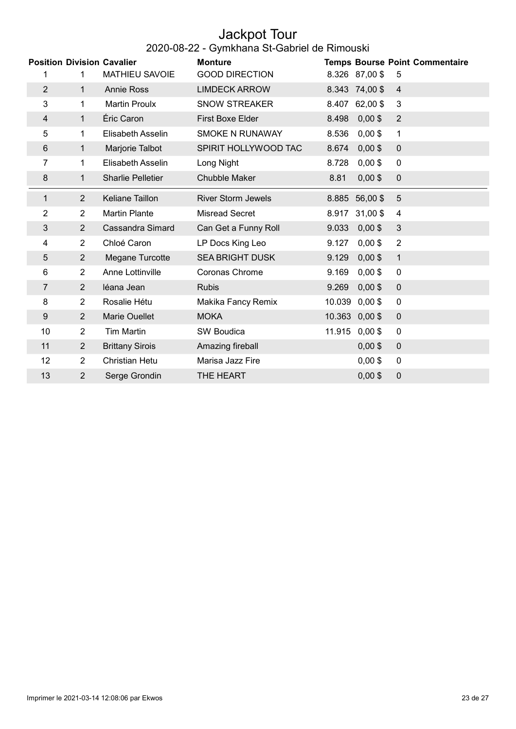# Jackpot Tour

## 2020-08-22 - Gymkhana St-Gabriel de Rimouski

| Position | Division | Cavalier | Monture | Temps | Bourse | Point | Commentaire |
|---|---|---|---|---|---|---|---|
| 1 | 1 | MATHIEU SAVOIE | GOOD DIRECTION | 8.326 | 87,00 $ | 5 | |
| 2 | 1 | Annie Ross | LIMDECK ARROW | 8.343 | 74,00 $ | 4 | |
| 3 | 1 | Martin Proulx | SNOW STREAKER | 8.407 | 62,00 $ | 3 | |
| 4 | 1 | Éric Caron | First Boxe Elder | 8.498 | 0,00 $ | 2 | |
| 5 | 1 | Elisabeth Asselin | SMOKE N RUNAWAY | 8.536 | 0,00 $ | 1 | |
| 6 | 1 | Marjorie Talbot | SPIRIT HOLLYWOOD TAC | 8.674 | 0,00 $ | 0 | |
| 7 | 1 | Elisabeth Asselin | Long Night | 8.728 | 0,00 $ | 0 | |
| 8 | 1 | Sharlie Pelletier | Chubble Maker | 8.81 | 0,00 $ | 0 | |
| 1 | 2 | Keliane Taillon | River Storm Jewels | 8.885 | 56,00 $ | 5 | |
| 2 | 2 | Martin Plante | Misread Secret | 8.917 | 31,00 $ | 4 | |
| 3 | 2 | Cassandra Simard | Can Get a Funny Roll | 9.033 | 0,00 $ | 3 | |
| 4 | 2 | Chloé Caron | LP Docs King Leo | 9.127 | 0,00 $ | 2 | |
| 5 | 2 | Megane Turcotte | SEA BRIGHT DUSK | 9.129 | 0,00 $ | 1 | |
| 6 | 2 | Anne Lottinville | Coronas Chrome | 9.169 | 0,00 $ | 0 | |
| 7 | 2 | léana Jean | Rubis | 9.269 | 0,00 $ | 0 | |
| 8 | 2 | Rosalie Hétu | Makika Fancy Remix | 10.039 | 0,00 $ | 0 | |
| 9 | 2 | Marie Ouellet | MOKA | 10.363 | 0,00 $ | 0 | |
| 10 | 2 | Tim Martin | SW Boudica | 11.915 | 0,00 $ | 0 | |
| 11 | 2 | Brittany Sirois | Amazing fireball | | 0,00 $ | 0 | |
| 12 | 2 | Christian Hetu | Marisa Jazz Fire | | 0,00 $ | 0 | |
| 13 | 2 | Serge Grondin | THE HEART | | 0,00 $ | 0 | |

Imprimer le 2021-03-14 12:08:06 par Ekwos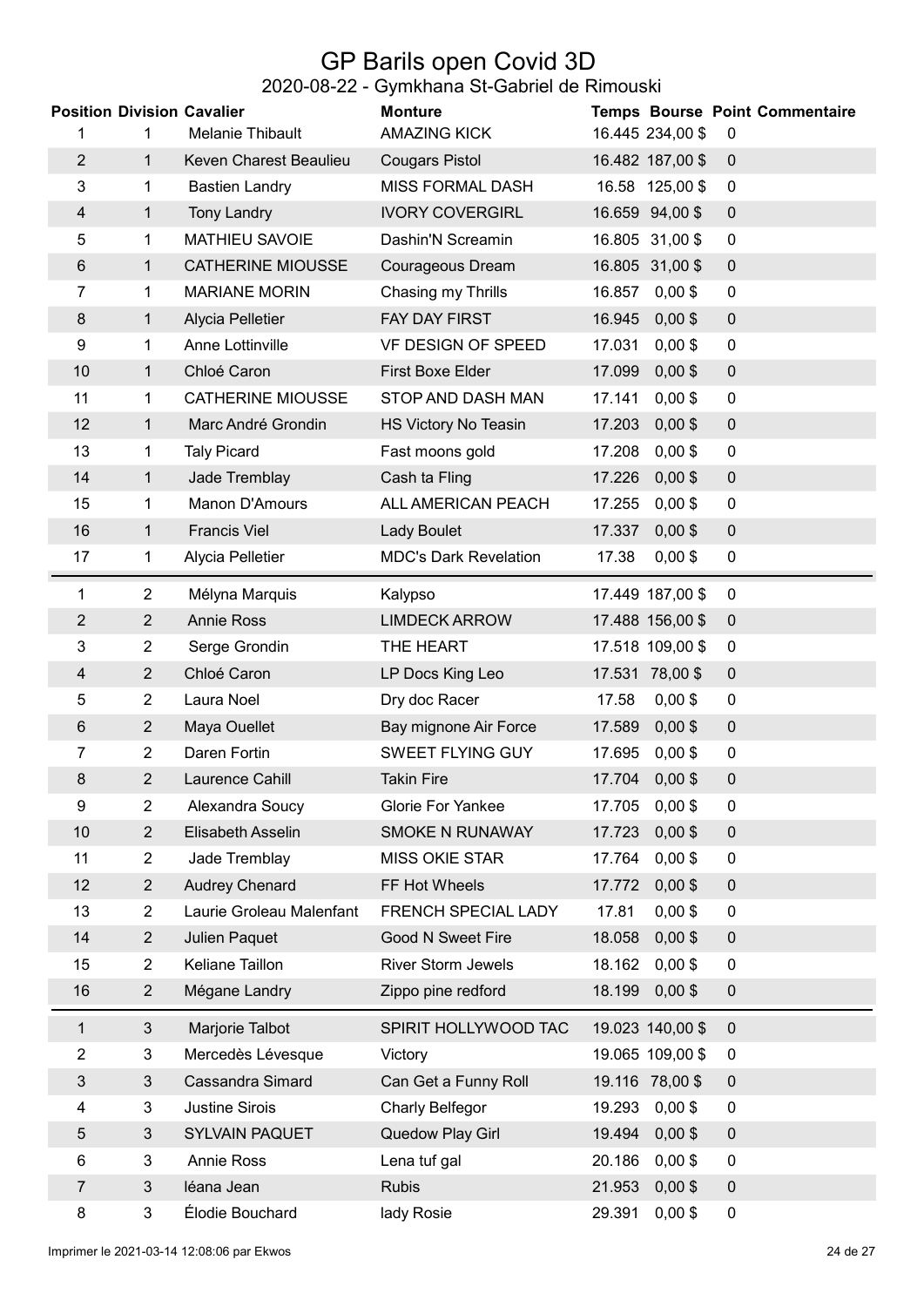# GP Barils open Covid 3D

## 2020-08-22 - Gymkhana St-Gabriel de Rimouski

| Position | Division | Cavalier | Monture | Temps | Bourse | Point | Commentaire |
|---|---|---|---|---|---|---|---|
| 1 | 1 | Melanie Thibault | AMAZING KICK | 16.445 | 234,00 $ | 0 | |
| 2 | 1 | Keven Charest Beaulieu | Cougars Pistol | 16.482 | 187,00 $ | 0 | |
| 3 | 1 | Bastien Landry | MISS FORMAL DASH | 16.58 | 125,00 $ | 0 | |
| 4 | 1 | Tony Landry | IVORY COVERGIRL | 16.659 | 94,00 $ | 0 | |
| 5 | 1 | MATHIEU SAVOIE | Dashin'N Screamin | 16.805 | 31,00 $ | 0 | |
| 6 | 1 | CATHERINE MIOUSSE | Courageous Dream | 16.805 | 31,00 $ | 0 | |
| 7 | 1 | MARIANE MORIN | Chasing my Thrills | 16.857 | 0,00 $ | 0 | |
| 8 | 1 | Alycia Pelletier | FAY DAY FIRST | 16.945 | 0,00 $ | 0 | |
| 9 | 1 | Anne Lottinville | VF DESIGN OF SPEED | 17.031 | 0,00 $ | 0 | |
| 10 | 1 | Chloé Caron | First Boxe Elder | 17.099 | 0,00 $ | 0 | |
| 11 | 1 | CATHERINE MIOUSSE | STOP AND DASH MAN | 17.141 | 0,00 $ | 0 | |
| 12 | 1 | Marc André Grondin | HS Victory No Teasin | 17.203 | 0,00 $ | 0 | |
| 13 | 1 | Taly Picard | Fast moons gold | 17.208 | 0,00 $ | 0 | |
| 14 | 1 | Jade Tremblay | Cash ta Fling | 17.226 | 0,00 $ | 0 | |
| 15 | 1 | Manon D'Amours | ALL AMERICAN PEACH | 17.255 | 0,00 $ | 0 | |
| 16 | 1 | Francis Viel | Lady Boulet | 17.337 | 0,00 $ | 0 | |
| 17 | 1 | Alycia Pelletier | MDC's Dark Revelation | 17.38 | 0,00 $ | 0 | |
| 1 | 2 | Mélyna Marquis | Kalypso | 17.449 | 187,00 $ | 0 | |
| 2 | 2 | Annie Ross | LIMDECK ARROW | 17.488 | 156,00 $ | 0 | |
| 3 | 2 | Serge Grondin | THE HEART | 17.518 | 109,00 $ | 0 | |
| 4 | 2 | Chloé Caron | LP Docs King Leo | 17.531 | 78,00 $ | 0 | |
| 5 | 2 | Laura Noel | Dry doc Racer | 17.58 | 0,00 $ | 0 | |
| 6 | 2 | Maya Ouellet | Bay mignone Air Force | 17.589 | 0,00 $ | 0 | |
| 7 | 2 | Daren Fortin | SWEET FLYING GUY | 17.695 | 0,00 $ | 0 | |
| 8 | 2 | Laurence Cahill | Takin Fire | 17.704 | 0,00 $ | 0 | |
| 9 | 2 | Alexandra Soucy | Glorie For Yankee | 17.705 | 0,00 $ | 0 | |
| 10 | 2 | Elisabeth Asselin | SMOKE N RUNAWAY | 17.723 | 0,00 $ | 0 | |
| 11 | 2 | Jade Tremblay | MISS OKIE STAR | 17.764 | 0,00 $ | 0 | |
| 12 | 2 | Audrey Chenard | FF Hot Wheels | 17.772 | 0,00 $ | 0 | |
| 13 | 2 | Laurie Groleau Malenfant | FRENCH SPECIAL LADY | 17.81 | 0,00 $ | 0 | |
| 14 | 2 | Julien Paquet | Good N Sweet Fire | 18.058 | 0,00 $ | 0 | |
| 15 | 2 | Keliane Taillon | River Storm Jewels | 18.162 | 0,00 $ | 0 | |
| 16 | 2 | Mégane Landry | Zippo pine redford | 18.199 | 0,00 $ | 0 | |
| 1 | 3 | Marjorie Talbot | SPIRIT HOLLYWOOD TAC | 19.023 | 140,00 $ | 0 | |
| 2 | 3 | Mercedès Lévesque | Victory | 19.065 | 109,00 $ | 0 | |
| 3 | 3 | Cassandra Simard | Can Get a Funny Roll | 19.116 | 78,00 $ | 0 | |
| 4 | 3 | Justine Sirois | Charly Belfegor | 19.293 | 0,00 $ | 0 | |
| 5 | 3 | SYLVAIN PAQUET | Quedow Play Girl | 19.494 | 0,00 $ | 0 | |
| 6 | 3 | Annie Ross | Lena tuf gal | 20.186 | 0,00 $ | 0 | |
| 7 | 3 | léana Jean | Rubis | 21.953 | 0,00 $ | 0 | |
| 8 | 3 | Élodie Bouchard | lady Rosie | 29.391 | 0,00 $ | 0 | |

Imprimer le 2021-03-14 12:08:06 par Ekwos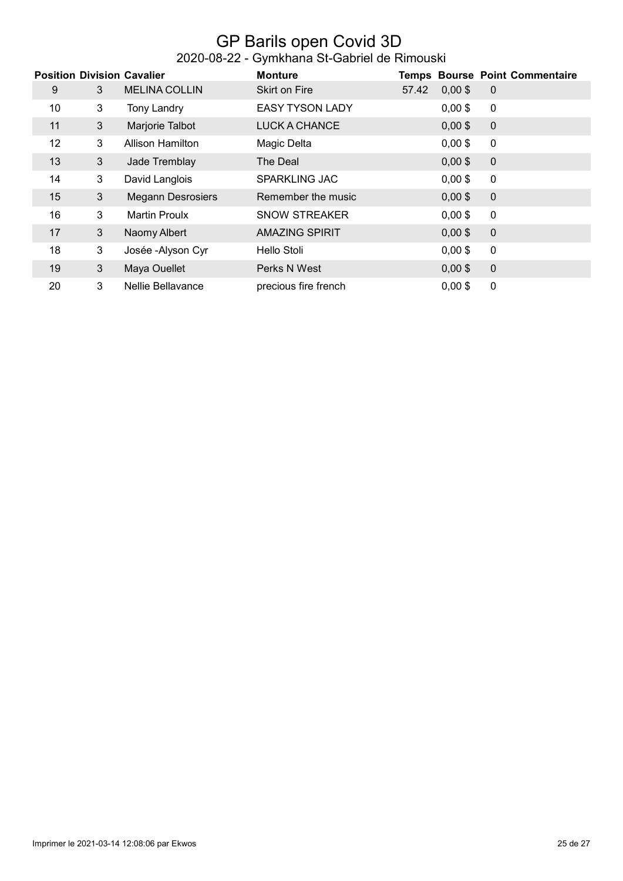# GP Barils open Covid 3D

## 2020-08-22 - Gymkhana St-Gabriel de Rimouski

| Position | Division | Cavalier | Monture | Temps | Bourse | Point | Commentaire |
|---|---|---|---|---|---|---|---|
| 9 | 3 | MELINA COLLIN | Skirt on Fire | 57.42 | 0,00 $ | 0 | |
| 10 | 3 | Tony Landry | EASY TYSON LADY | | 0,00 $ | 0 | |
| 11 | 3 | Marjorie Talbot | LUCK A CHANCE | | 0,00 $ | 0 | |
| 12 | 3 | Allison Hamilton | Magic Delta | | 0,00 $ | 0 | |
| 13 | 3 | Jade Tremblay | The Deal | | 0,00 $ | 0 | |
| 14 | 3 | David Langlois | SPARKLING JAC | | 0,00 $ | 0 | |
| 15 | 3 | Megann Desrosiers | Remember the music | | 0,00 $ | 0 | |
| 16 | 3 | Martin Proulx | SNOW STREAKER | | 0,00 $ | 0 | |
| 17 | 3 | Naomy Albert | AMAZING SPIRIT | | 0,00 $ | 0 | |
| 18 | 3 | Josée -Alyson Cyr | Hello Stoli | | 0,00 $ | 0 | |
| 19 | 3 | Maya Ouellet | Perks N West | | 0,00 $ | 0 | |
| 20 | 3 | Nellie Bellavance | precious fire french | | 0,00 $ | 0 | |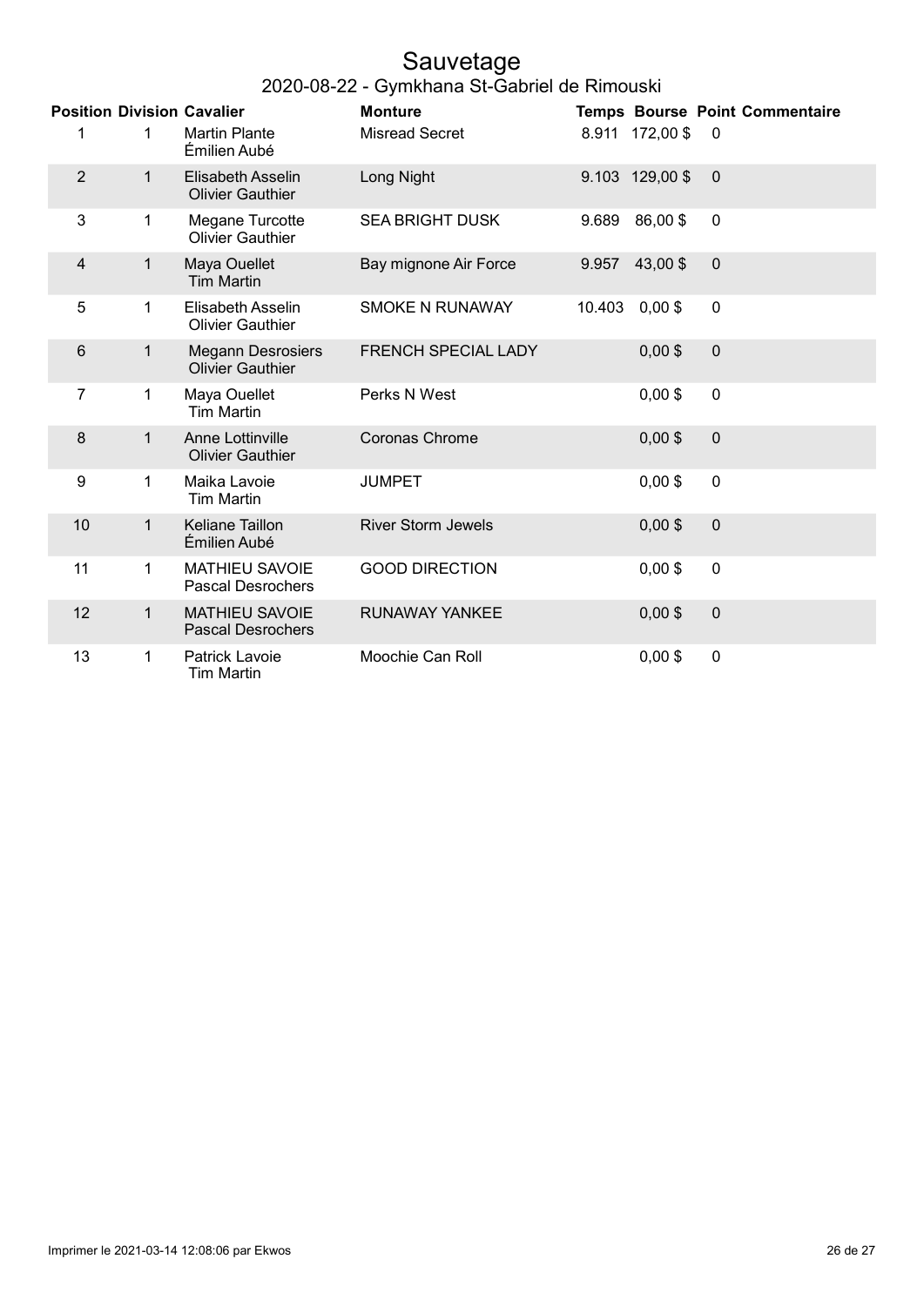# Sauvetage

## 2020-08-22 - Gymkhana St-Gabriel de Rimouski

| Position | Division | Cavalier | Monture | Temps | Bourse | Point | Commentaire |
|---|---|---|---|---|---|---|---|
| 1 | 1 | Martin Plante<br>Émilien Aubé | Misread Secret | 8.911 | 172,00 $ | 0 | |
| 2 | 1 | Elisabeth Asselin<br>Olivier Gauthier | Long Night | 9.103 | 129,00 $ | 0 | |
| 3 | 1 | Megane Turcotte<br>Olivier Gauthier | SEA BRIGHT DUSK | 9.689 | 86,00 $ | 0 | |
| 4 | 1 | Maya Ouellet<br>Tim Martin | Bay mignone Air Force | 9.957 | 43,00 $ | 0 | |
| 5 | 1 | Elisabeth Asselin<br>Olivier Gauthier | SMOKE N RUNAWAY | 10.403 | 0,00 $ | 0 | |
| 6 | 1 | Megann Desrosiers<br>Olivier Gauthier | FRENCH SPECIAL LADY | | 0,00 $ | 0 | |
| 7 | 1 | Maya Ouellet<br>Tim Martin | Perks N West | | 0,00 $ | 0 | |
| 8 | 1 | Anne Lottinville<br>Olivier Gauthier | Coronas Chrome | | 0,00 $ | 0 | |
| 9 | 1 | Maika Lavoie<br>Tim Martin | JUMPET | | 0,00 $ | 0 | |
| 10 | 1 | Keliane Taillon<br>Émilien Aubé | River Storm Jewels | | 0,00 $ | 0 | |
| 11 | 1 | MATHIEU SAVOIE<br>Pascal Desrochers | GOOD DIRECTION | | 0,00 $ | 0 | |
| 12 | 1 | MATHIEU SAVOIE<br>Pascal Desrochers | RUNAWAY YANKEE | | 0,00 $ | 0 | |
| 13 | 1 | Patrick Lavoie<br>Tim Martin | Moochie Can Roll | | 0,00 $ | 0 | |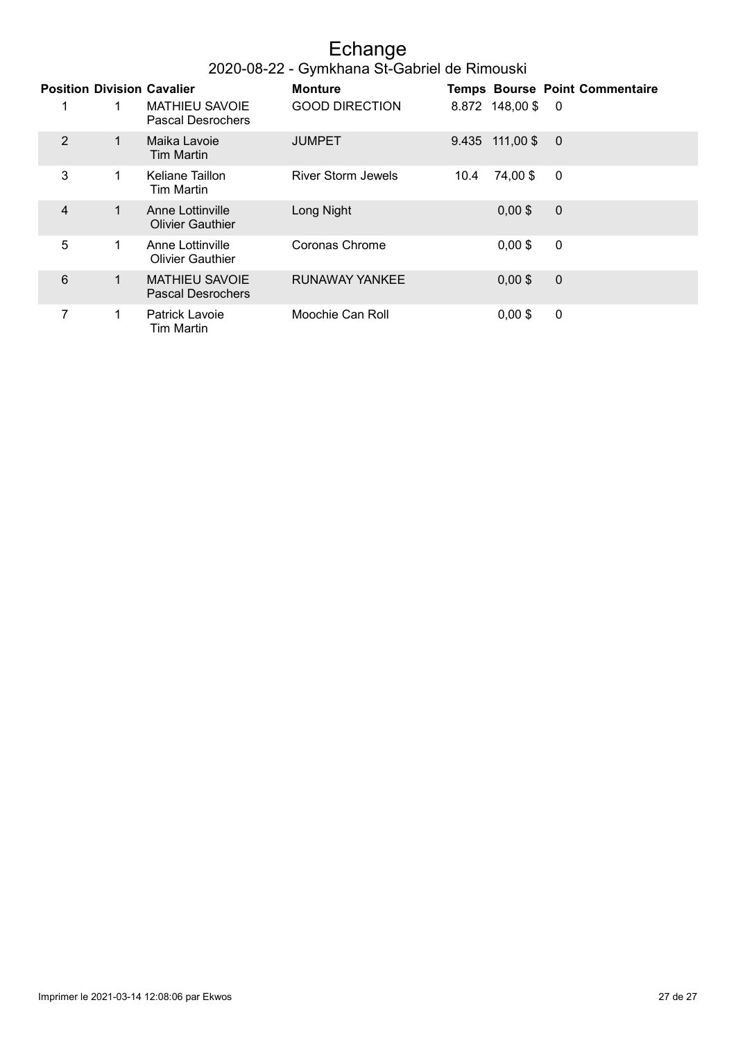# Echange

## 2020-08-22 - Gymkhana St-Gabriel de Rimouski

| Position | Division | Cavalier | Monture | Temps | Bourse | Point | Commentaire |
|---|---|---|---|---|---|---|---|
| 1 | 1 | MATHIEU SAVOIE<br>Pascal Desrochers | GOOD DIRECTION | 8.872 | 148,00 $ | 0 | |
| 2 | 1 | Maika Lavoie<br>Tim Martin | JUMPET | 9.435 | 111,00 $ | 0 | |
| 3 | 1 | Keliane Taillon<br>Tim Martin | River Storm Jewels | 10.4 | 74,00 $ | 0 | |
| 4 | 1 | Anne Lottinville<br>Olivier Gauthier | Long Night | | 0,00 $ | 0 | |
| 5 | 1 | Anne Lottinville<br>Olivier Gauthier | Coronas Chrome | | 0,00 $ | 0 | |
| 6 | 1 | MATHIEU SAVOIE<br>Pascal Desrochers | RUNAWAY YANKEE | | 0,00 $ | 0 | |
| 7 | 1 | Patrick Lavoie<br>Tim Martin | Moochie Can Roll | | 0,00 $ | 0 | |